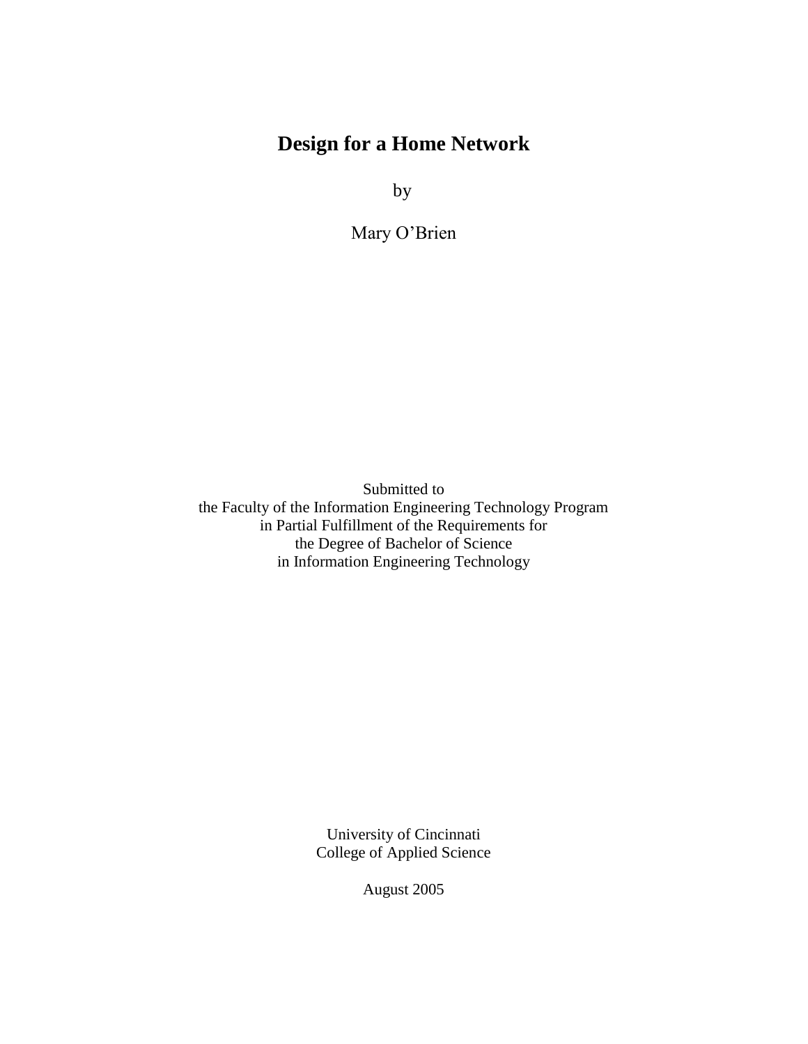# Design for a Home Network

by

Mary O'Brien

Submitted to
the Faculty of the Information Engineering Technology Program
in Partial Fulfillment of the Requirements for
the Degree of Bachelor of Science
in Information Engineering Technology

University of Cincinnati
College of Applied Science

August 2005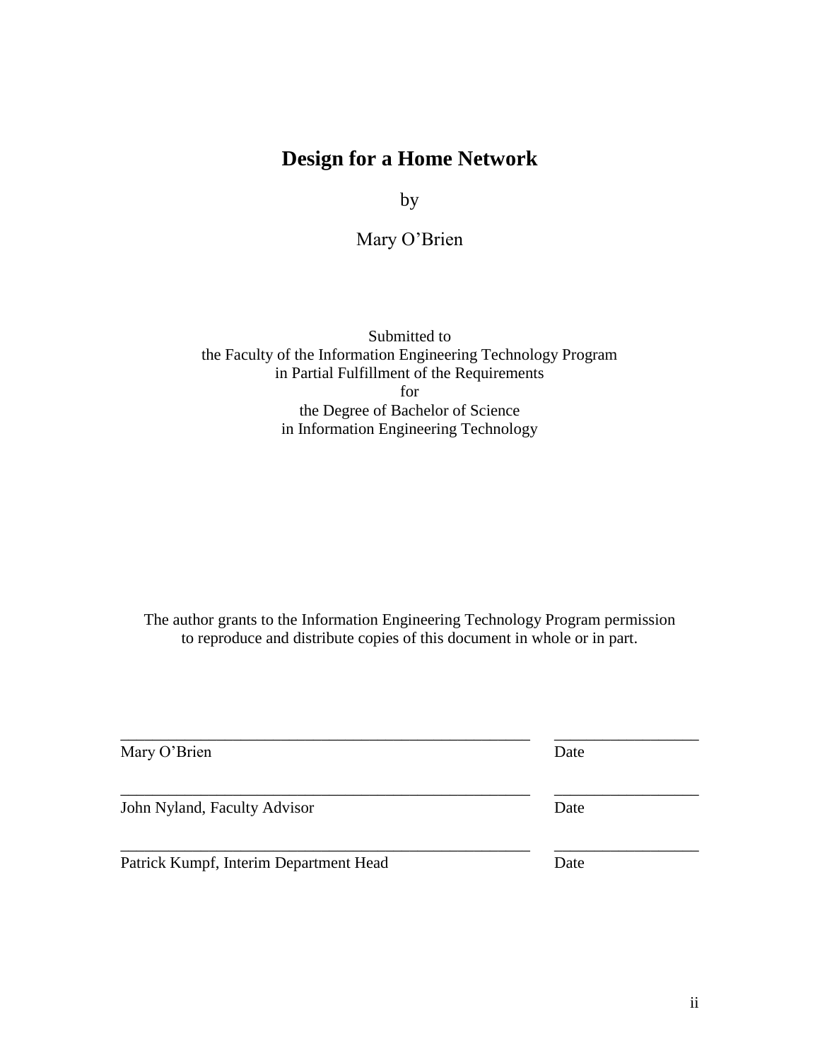# Design for a Home Network

by

Mary O'Brien

Submitted to
the Faculty of the Information Engineering Technology Program
in Partial Fulfillment of the Requirements
for
the Degree of Bachelor of Science
in Information Engineering Technology

The author grants to the Information Engineering Technology Program permission to reproduce and distribute copies of this document in whole or in part.

| | |
|---|---|
| ____________________________________________________ | ________________ |
| Mary O'Brien | Date |
| ____________________________________________________ | ________________ |
| John Nyland, Faculty Advisor | Date |
| ____________________________________________________ | ________________ |
| Patrick Kumpf, Interim Department Head | Date |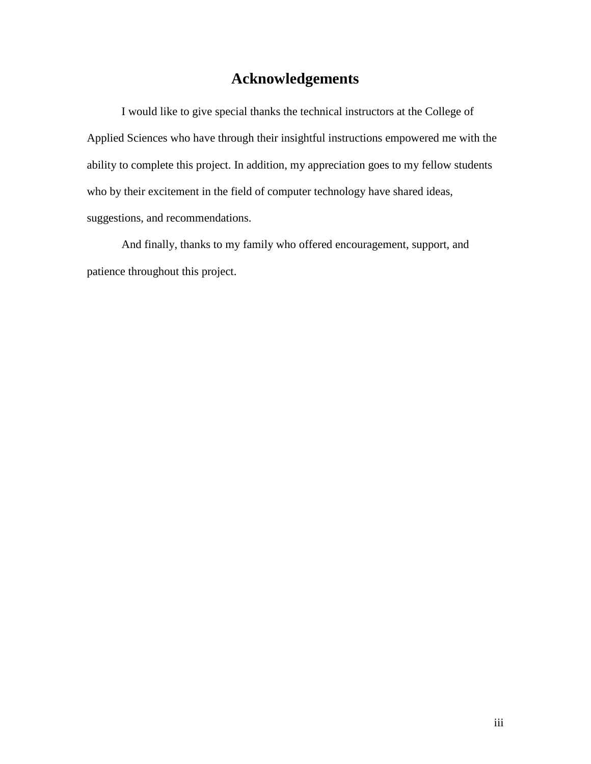# Acknowledgements

I would like to give special thanks the technical instructors at the College of Applied Sciences who have through their insightful instructions empowered me with the ability to complete this project. In addition, my appreciation goes to my fellow students who by their excitement in the field of computer technology have shared ideas, suggestions, and recommendations.

And finally, thanks to my family who offered encouragement, support, and patience throughout this project.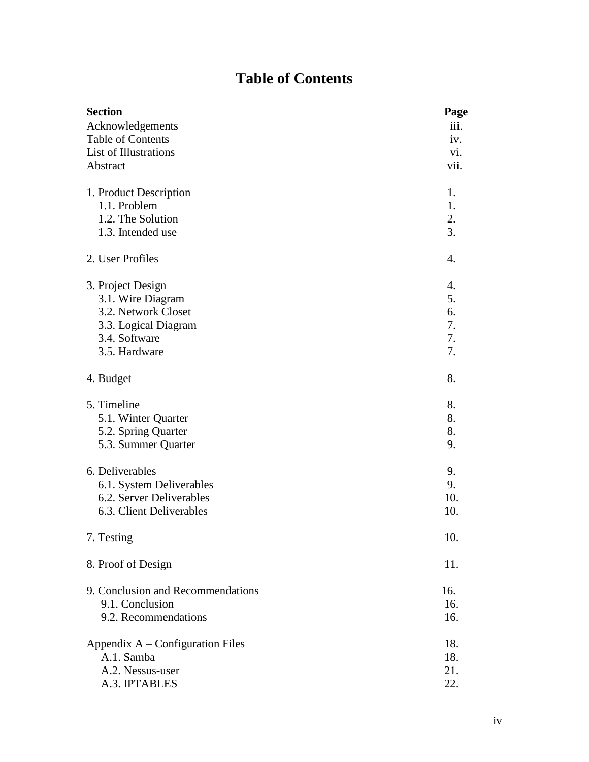# Table of Contents

| Section | Page |
|---|---|
| Acknowledgements | iii. |
| Table of Contents | iv. |
| List of Illustrations | vi. |
| Abstract | vii. |
| | |
| 1. Product Description | 1. |
| 1.1. Problem | 1. |
| 1.2. The Solution | 2. |
| 1.3. Intended use | 3. |
| | |
| 2. User Profiles | 4. |
| | |
| 3. Project Design | 4. |
| 3.1. Wire Diagram | 5. |
| 3.2. Network Closet | 6. |
| 3.3. Logical Diagram | 7. |
| 3.4. Software | 7. |
| 3.5. Hardware | 7. |
| | |
| 4. Budget | 8. |
| | |
| 5. Timeline | 8. |
| 5.1. Winter Quarter | 8. |
| 5.2. Spring Quarter | 8. |
| 5.3. Summer Quarter | 9. |
| | |
| 6. Deliverables | 9. |
| 6.1. System Deliverables | 9. |
| 6.2. Server Deliverables | 10. |
| 6.3. Client Deliverables | 10. |
| | |
| 7. Testing | 10. |
| | |
| 8. Proof of Design | 11. |
| | |
| 9. Conclusion and Recommendations | 16. |
| 9.1. Conclusion | 16. |
| 9.2. Recommendations | 16. |
| | |
| Appendix A – Configuration Files | 18. |
| A.1. Samba | 18. |
| A.2. Nessus-user | 21. |
| A.3. IPTABLES | 22. |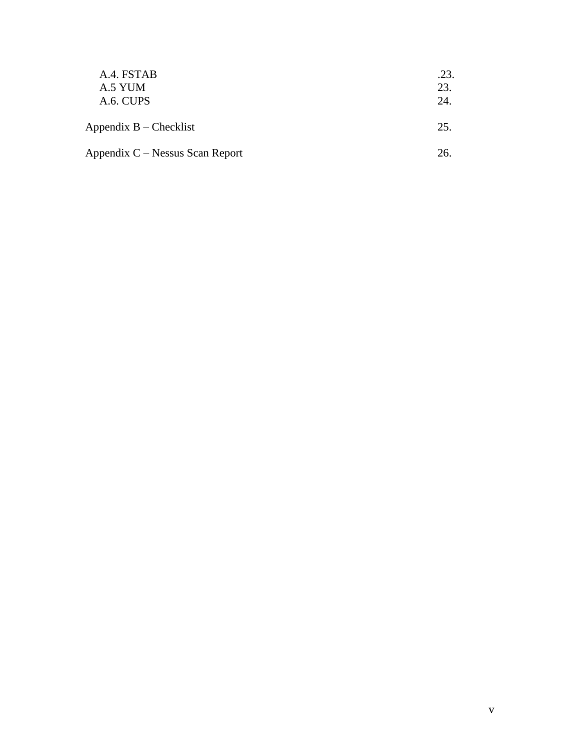A.4. FSTAB .23.
A.5 YUM 23.
A.6. CUPS 24.

Appendix B – Checklist 25.

Appendix C – Nessus Scan Report 26.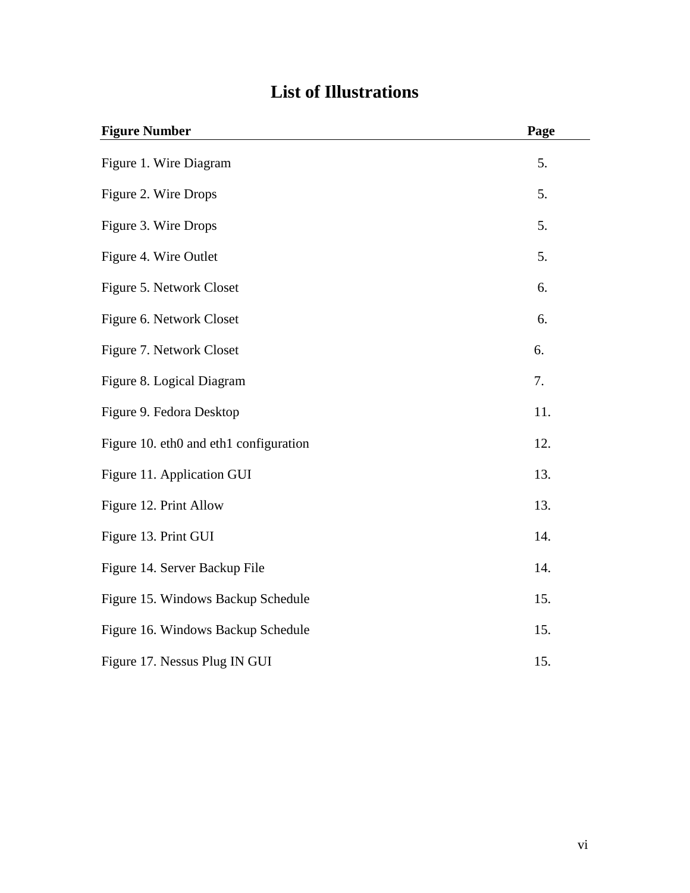# List of Illustrations

| Figure Number | Page |
|---|---|
| Figure 1. Wire Diagram | 5. |
| Figure 2. Wire Drops | 5. |
| Figure 3. Wire Drops | 5. |
| Figure 4. Wire Outlet | 5. |
| Figure 5. Network Closet | 6. |
| Figure 6. Network Closet | 6. |
| Figure 7. Network Closet | 6. |
| Figure 8. Logical Diagram | 7. |
| Figure 9. Fedora Desktop | 11. |
| Figure 10. eth0 and eth1 configuration | 12. |
| Figure 11. Application GUI | 13. |
| Figure 12. Print Allow | 13. |
| Figure 13. Print GUI | 14. |
| Figure 14. Server Backup File | 14. |
| Figure 15. Windows Backup Schedule | 15. |
| Figure 16. Windows Backup Schedule | 15. |
| Figure 17. Nessus Plug IN GUI | 15. |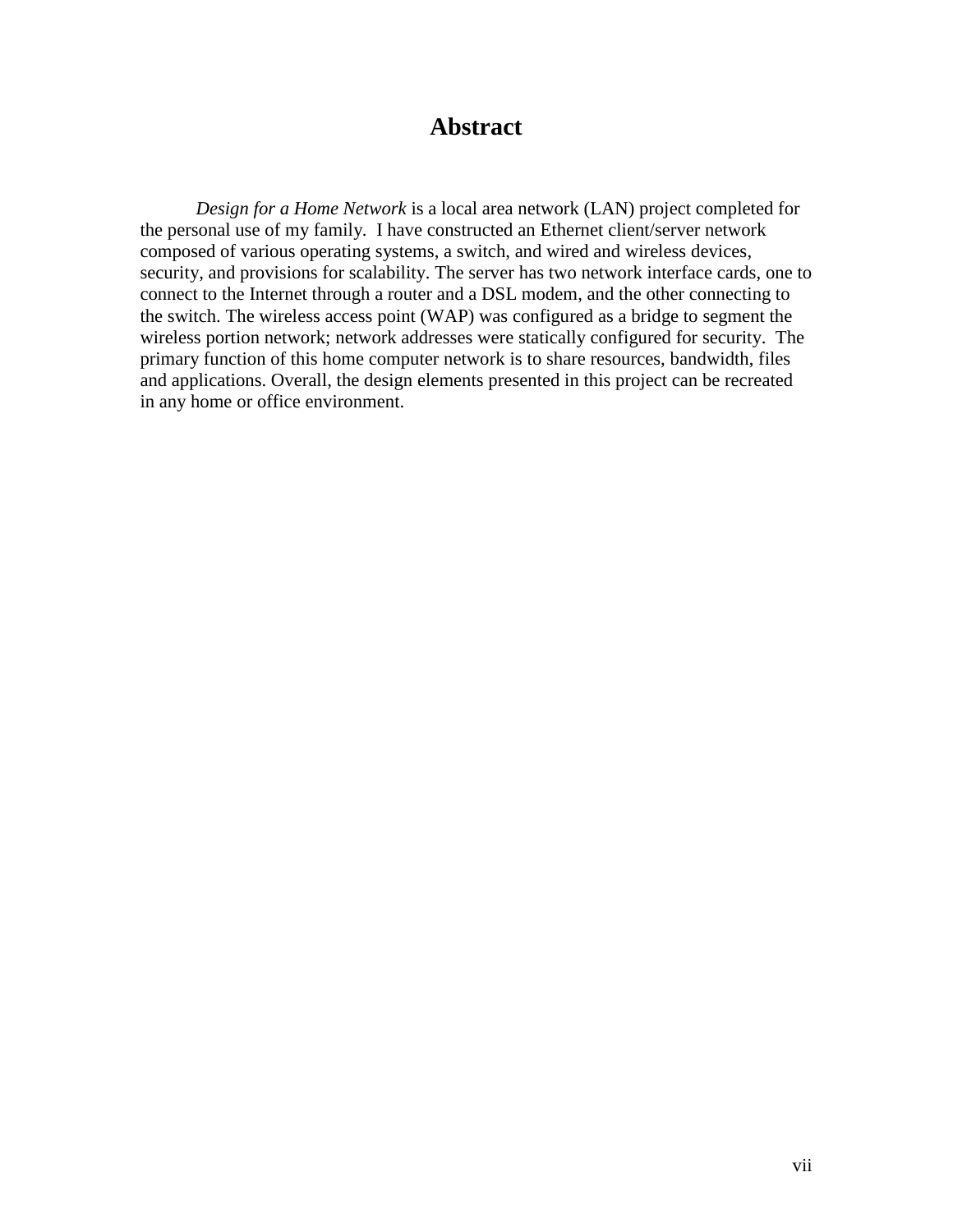# Abstract

*Design for a Home Network* is a local area network (LAN) project completed for the personal use of my family. I have constructed an Ethernet client/server network composed of various operating systems, a switch, and wired and wireless devices, security, and provisions for scalability. The server has two network interface cards, one to connect to the Internet through a router and a DSL modem, and the other connecting to the switch. The wireless access point (WAP) was configured as a bridge to segment the wireless portion network; network addresses were statically configured for security. The primary function of this home computer network is to share resources, bandwidth, files and applications. Overall, the design elements presented in this project can be recreated in any home or office environment.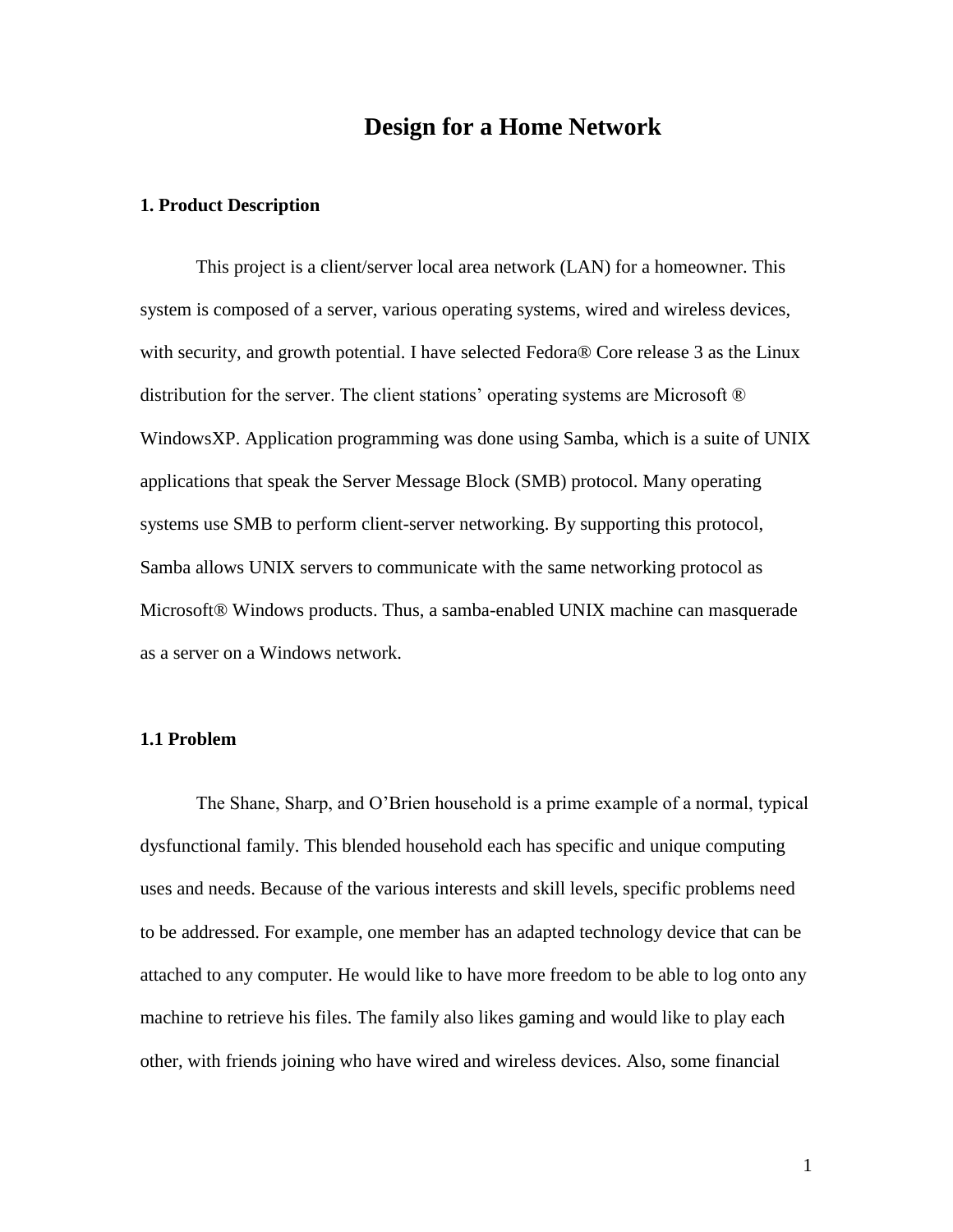# Design for a Home Network

## 1. Product Description

This project is a client/server local area network (LAN) for a homeowner. This system is composed of a server, various operating systems, wired and wireless devices, with security, and growth potential. I have selected Fedora® Core release 3 as the Linux distribution for the server. The client stations' operating systems are Microsoft ® WindowsXP. Application programming was done using Samba, which is a suite of UNIX applications that speak the Server Message Block (SMB) protocol. Many operating systems use SMB to perform client-server networking. By supporting this protocol, Samba allows UNIX servers to communicate with the same networking protocol as Microsoft® Windows products. Thus, a samba-enabled UNIX machine can masquerade as a server on a Windows network.

### 1.1 Problem

The Shane, Sharp, and O'Brien household is a prime example of a normal, typical dysfunctional family. This blended household each has specific and unique computing uses and needs. Because of the various interests and skill levels, specific problems need to be addressed. For example, one member has an adapted technology device that can be attached to any computer. He would like to have more freedom to be able to log onto any machine to retrieve his files. The family also likes gaming and would like to play each other, with friends joining who have wired and wireless devices. Also, some financial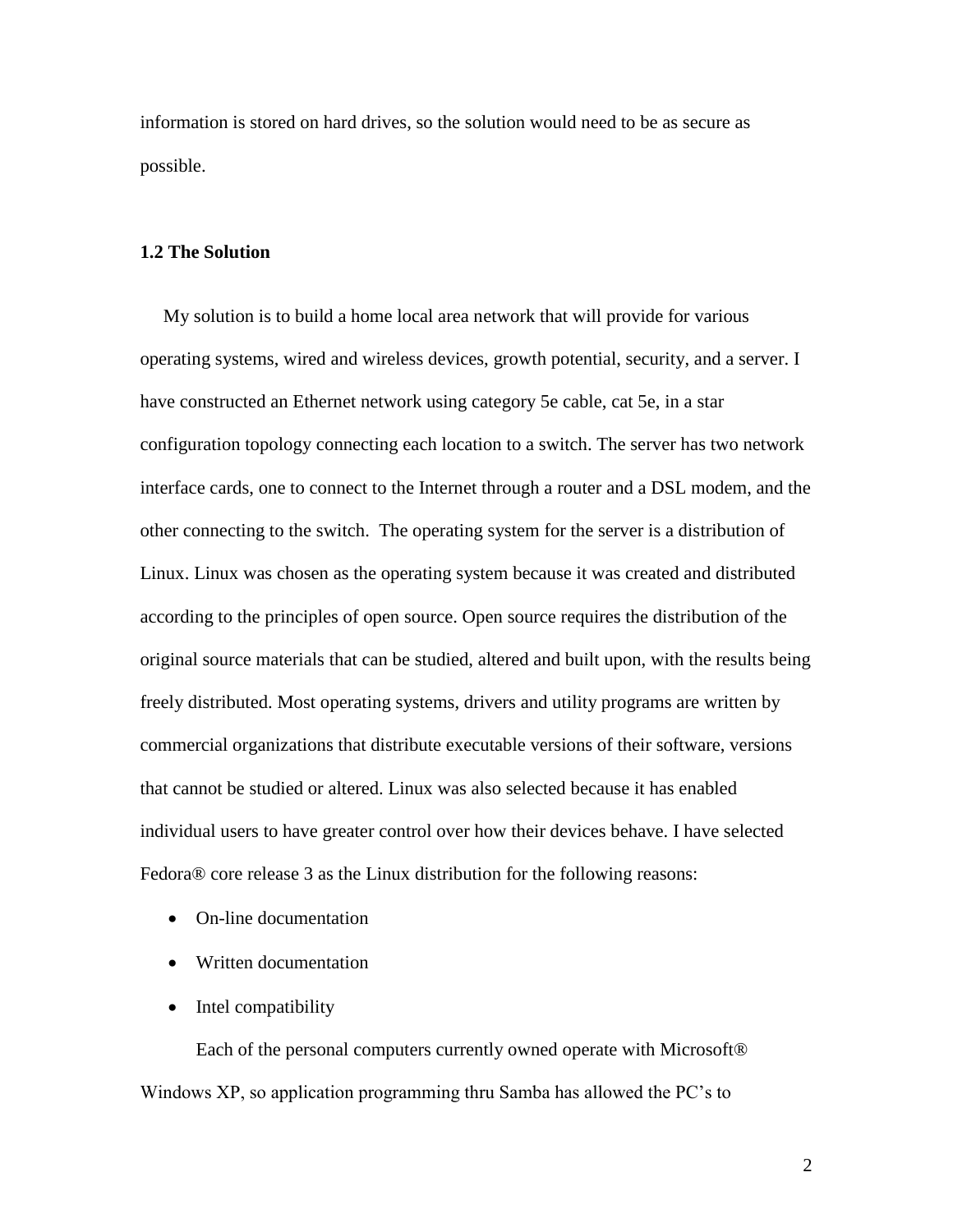information is stored on hard drives, so the solution would need to be as secure as possible.

### 1.2 The Solution

My solution is to build a home local area network that will provide for various operating systems, wired and wireless devices, growth potential, security, and a server. I have constructed an Ethernet network using category 5e cable, cat 5e, in a star configuration topology connecting each location to a switch. The server has two network interface cards, one to connect to the Internet through a router and a DSL modem, and the other connecting to the switch. The operating system for the server is a distribution of Linux. Linux was chosen as the operating system because it was created and distributed according to the principles of open source. Open source requires the distribution of the original source materials that can be studied, altered and built upon, with the results being freely distributed. Most operating systems, drivers and utility programs are written by commercial organizations that distribute executable versions of their software, versions that cannot be studied or altered. Linux was also selected because it has enabled individual users to have greater control over how their devices behave. I have selected Fedora® core release 3 as the Linux distribution for the following reasons:

- On-line documentation
- Written documentation
- Intel compatibility

Each of the personal computers currently owned operate with Microsoft® Windows XP, so application programming thru Samba has allowed the PC's to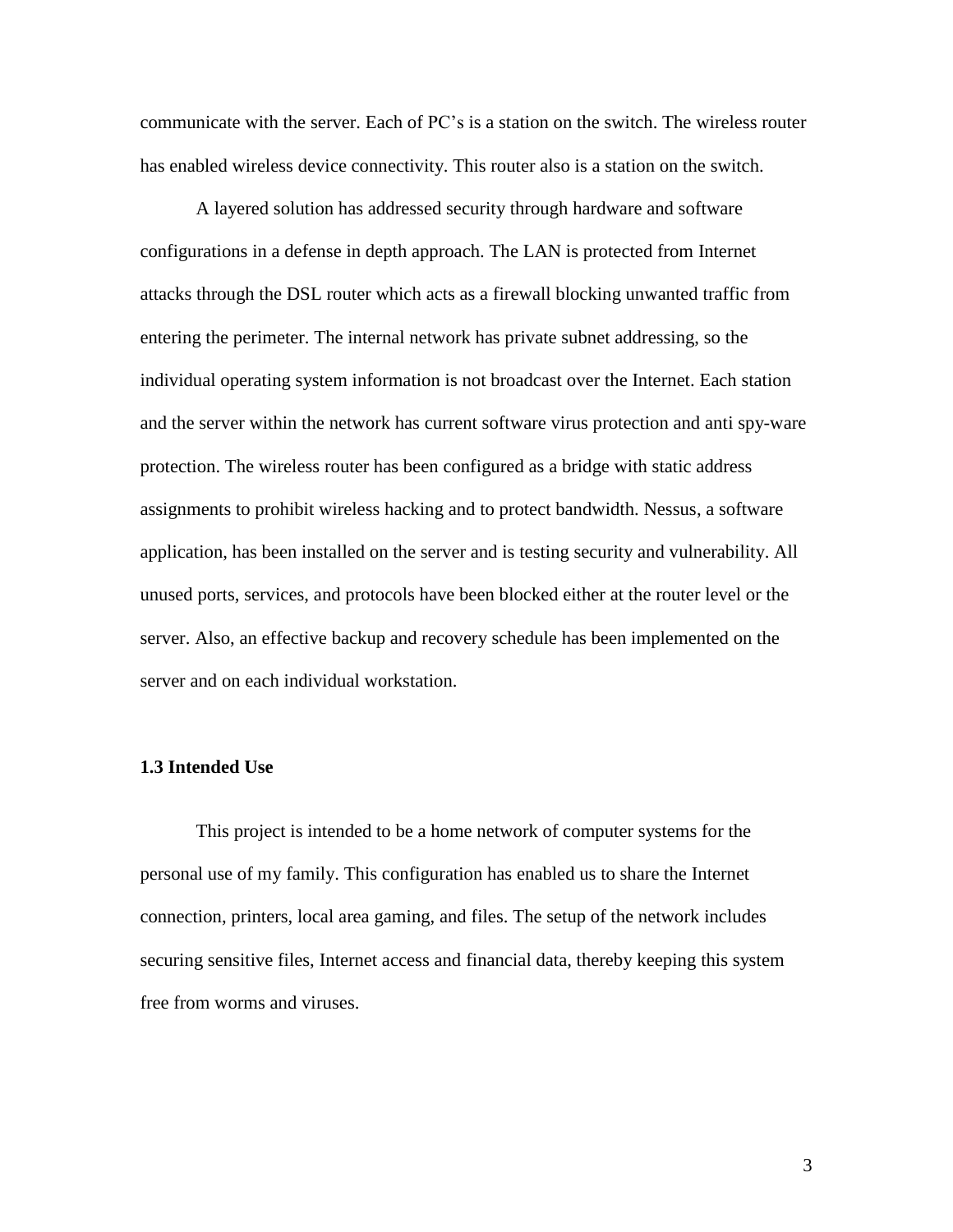communicate with the server. Each of PC's is a station on the switch. The wireless router has enabled wireless device connectivity. This router also is a station on the switch.

A layered solution has addressed security through hardware and software configurations in a defense in depth approach. The LAN is protected from Internet attacks through the DSL router which acts as a firewall blocking unwanted traffic from entering the perimeter. The internal network has private subnet addressing, so the individual operating system information is not broadcast over the Internet. Each station and the server within the network has current software virus protection and anti spy-ware protection. The wireless router has been configured as a bridge with static address assignments to prohibit wireless hacking and to protect bandwidth. Nessus, a software application, has been installed on the server and is testing security and vulnerability. All unused ports, services, and protocols have been blocked either at the router level or the server. Also, an effective backup and recovery schedule has been implemented on the server and on each individual workstation.

### 1.3 Intended Use

This project is intended to be a home network of computer systems for the personal use of my family. This configuration has enabled us to share the Internet connection, printers, local area gaming, and files. The setup of the network includes securing sensitive files, Internet access and financial data, thereby keeping this system free from worms and viruses.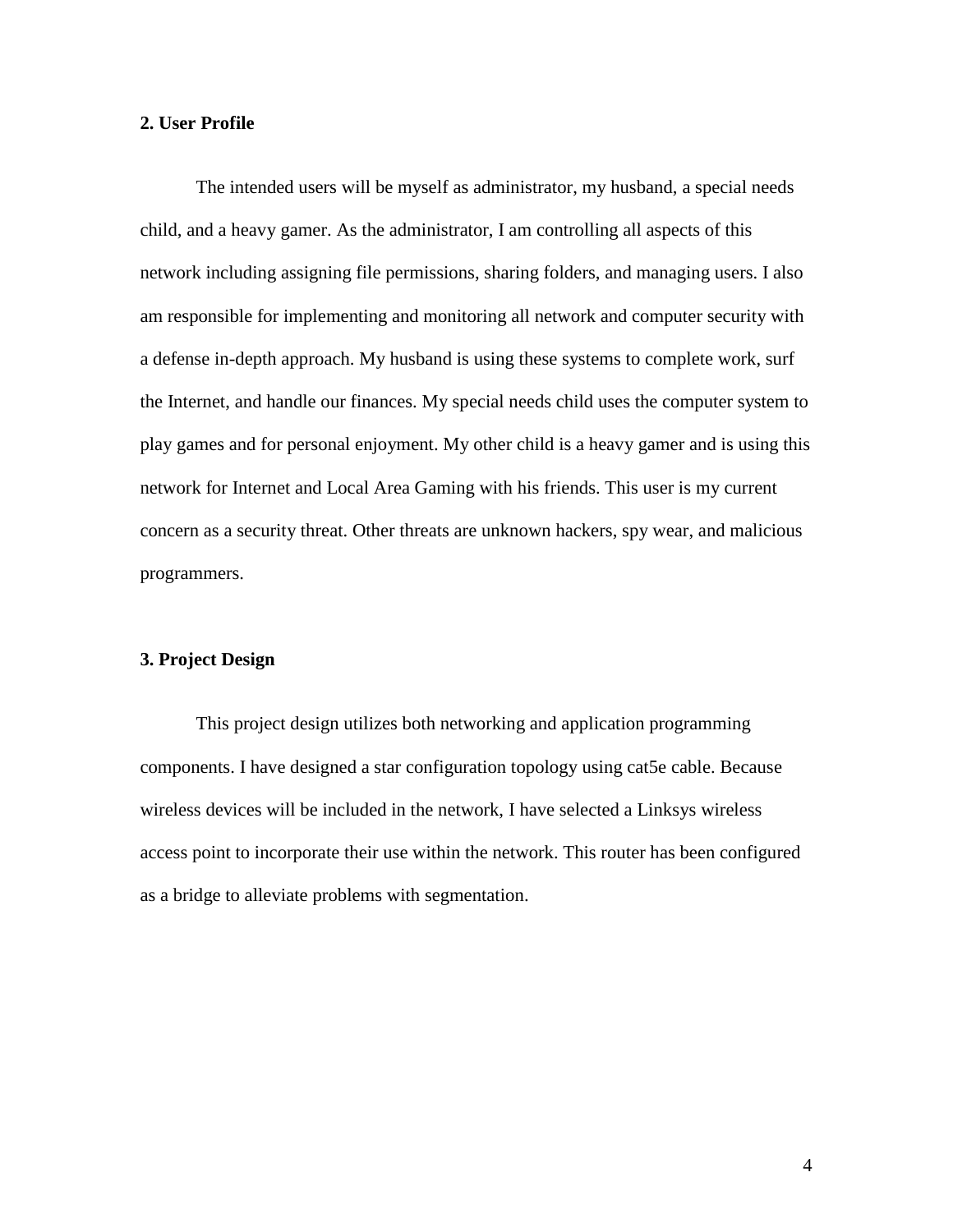**2. User Profile**

The intended users will be myself as administrator, my husband, a special needs child, and a heavy gamer. As the administrator, I am controlling all aspects of this network including assigning file permissions, sharing folders, and managing users. I also am responsible for implementing and monitoring all network and computer security with a defense in-depth approach. My husband is using these systems to complete work, surf the Internet, and handle our finances. My special needs child uses the computer system to play games and for personal enjoyment. My other child is a heavy gamer and is using this network for Internet and Local Area Gaming with his friends. This user is my current concern as a security threat. Other threats are unknown hackers, spy wear, and malicious programmers.

**3. Project Design**

This project design utilizes both networking and application programming components. I have designed a star configuration topology using cat5e cable. Because wireless devices will be included in the network, I have selected a Linksys wireless access point to incorporate their use within the network. This router has been configured as a bridge to alleviate problems with segmentation.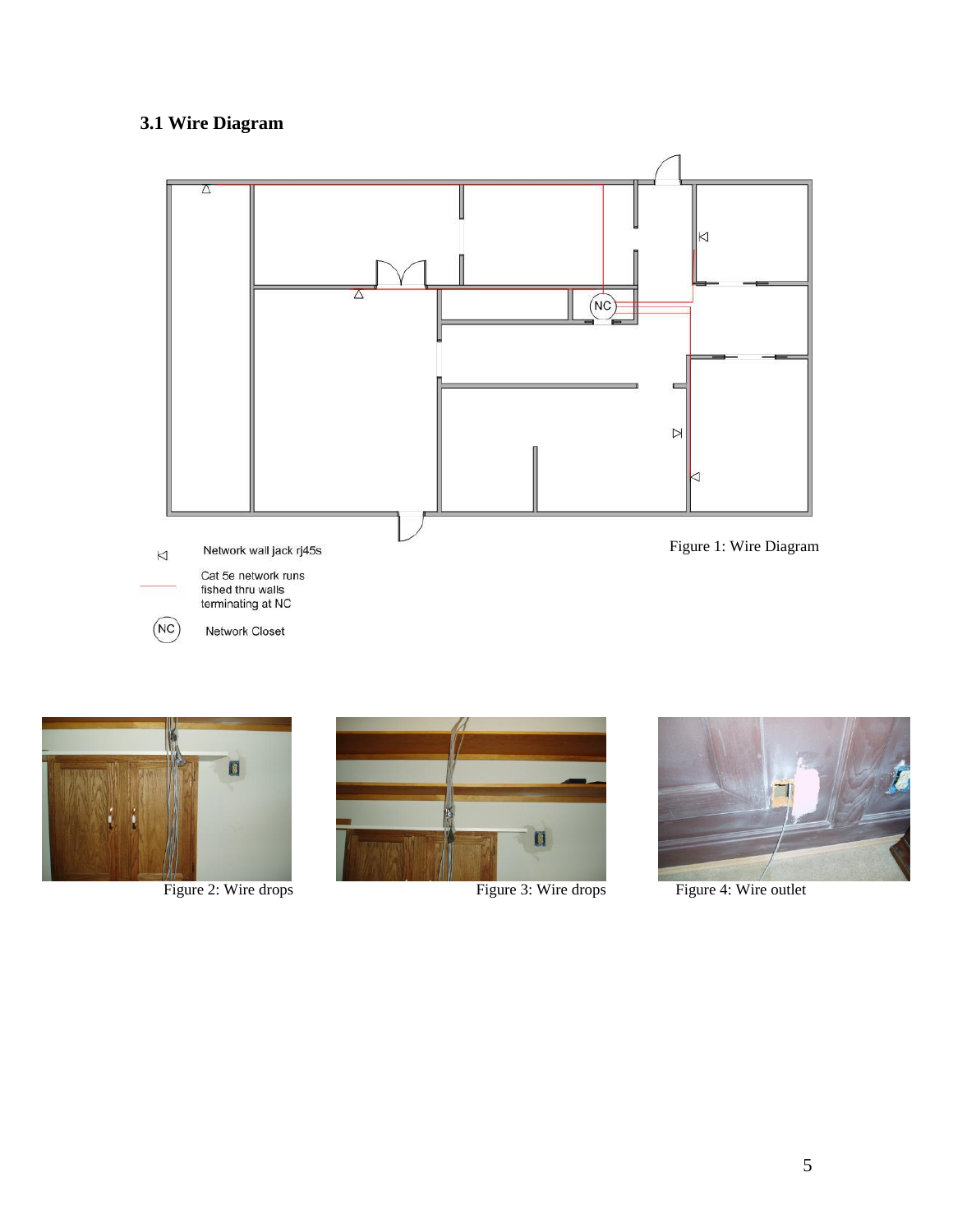### 3.1 Wire Diagram

Network wall jack rj45s

Cat 5e network runs fished thru walls terminating at NC

NC Network Closet

Figure 1: Wire Diagram

Figure 2: Wire drops

Figure 3: Wire drops

Figure 4: Wire outlet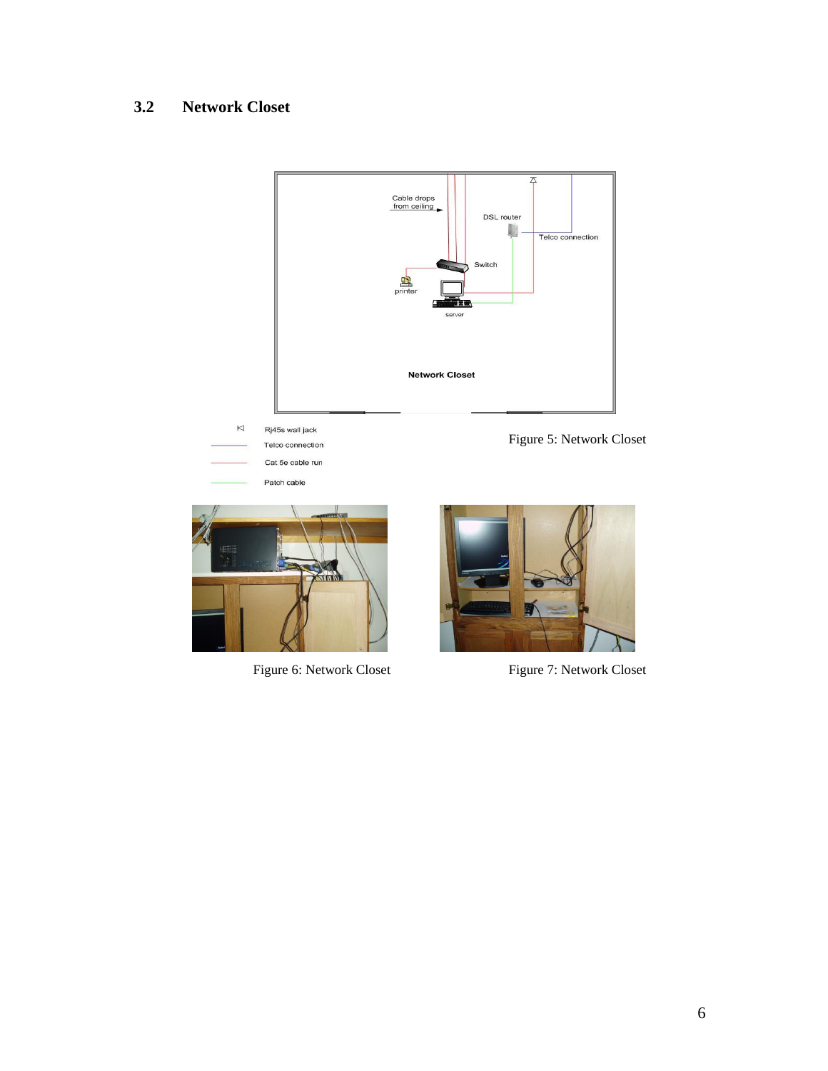## 3.2 Network Closet

Figure 5: Network Closet

Figure 6: Network Closet

Figure 7: Network Closet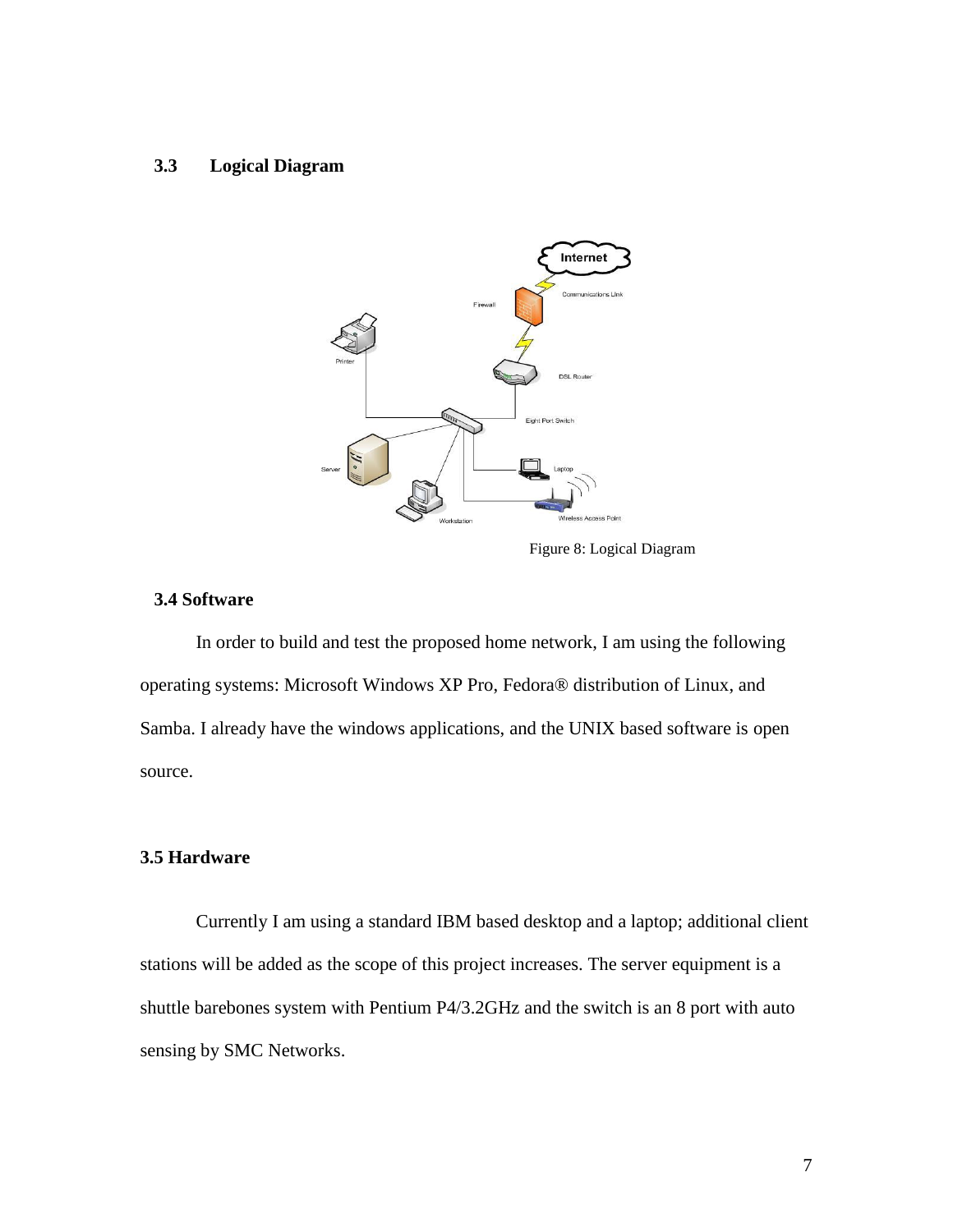### 3.3 Logical Diagram

Figure 8: Logical Diagram

### 3.4 Software

In order to build and test the proposed home network, I am using the following operating systems: Microsoft Windows XP Pro, Fedora® distribution of Linux, and Samba. I already have the windows applications, and the UNIX based software is open source.

### 3.5 Hardware

Currently I am using a standard IBM based desktop and a laptop; additional client stations will be added as the scope of this project increases. The server equipment is a shuttle barebones system with Pentium P4/3.2GHz and the switch is an 8 port with auto sensing by SMC Networks.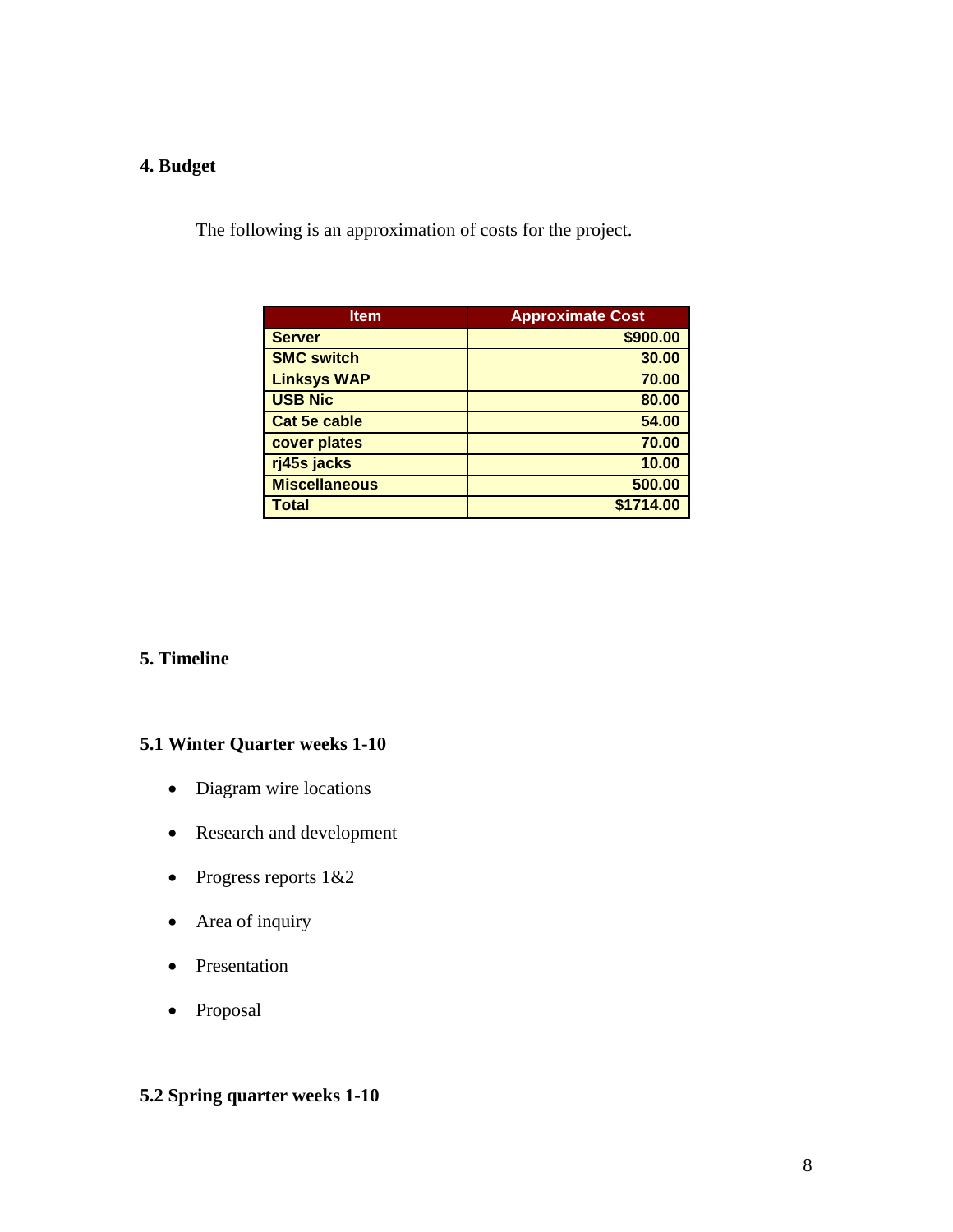## 4. Budget

The following is an approximation of costs for the project.

| Item | Approximate Cost |
|---|---:|
| **Server** | **$900.00** |
| **SMC switch** | **30.00** |
| **Linksys WAP** | **70.00** |
| **USB Nic** | **80.00** |
| **Cat 5e cable** | **54.00** |
| **cover plates** | **70.00** |
| **rj45s jacks** | **10.00** |
| **Miscellaneous** | **500.00** |
| **Total** | **$1714.00** |

## 5. Timeline

### 5.1 Winter Quarter weeks 1-10

- Diagram wire locations
- Research and development
- Progress reports 1&2
- Area of inquiry
- Presentation
- Proposal

### 5.2 Spring quarter weeks 1-10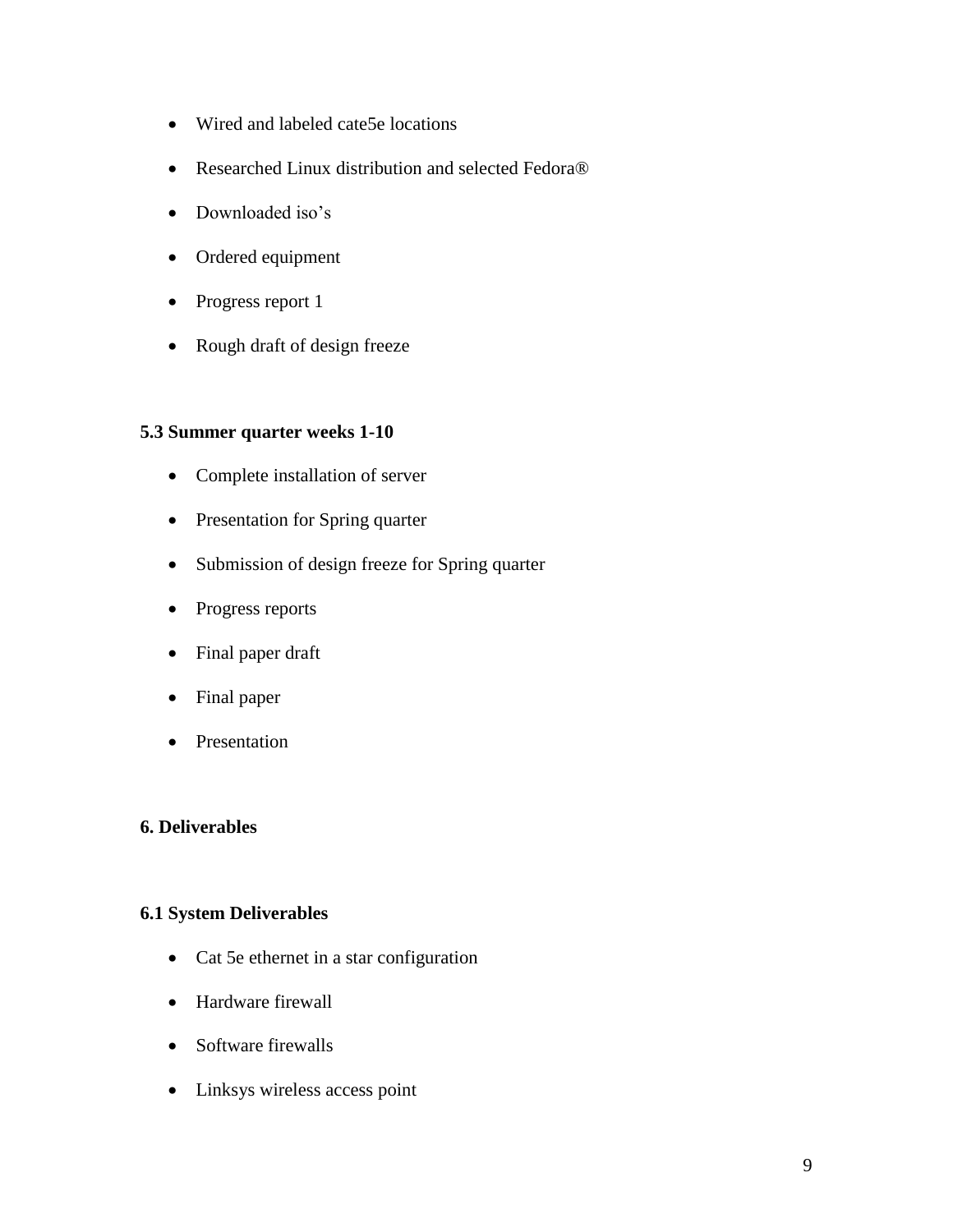- Wired and labeled cate5e locations
- Researched Linux distribution and selected Fedora®
- Downloaded iso's
- Ordered equipment
- Progress report 1
- Rough draft of design freeze

### 5.3 Summer quarter weeks 1-10

- Complete installation of server
- Presentation for Spring quarter
- Submission of design freeze for Spring quarter
- Progress reports
- Final paper draft
- Final paper
- Presentation

## 6. Deliverables

### 6.1 System Deliverables

- Cat 5e ethernet in a star configuration
- Hardware firewall
- Software firewalls
- Linksys wireless access point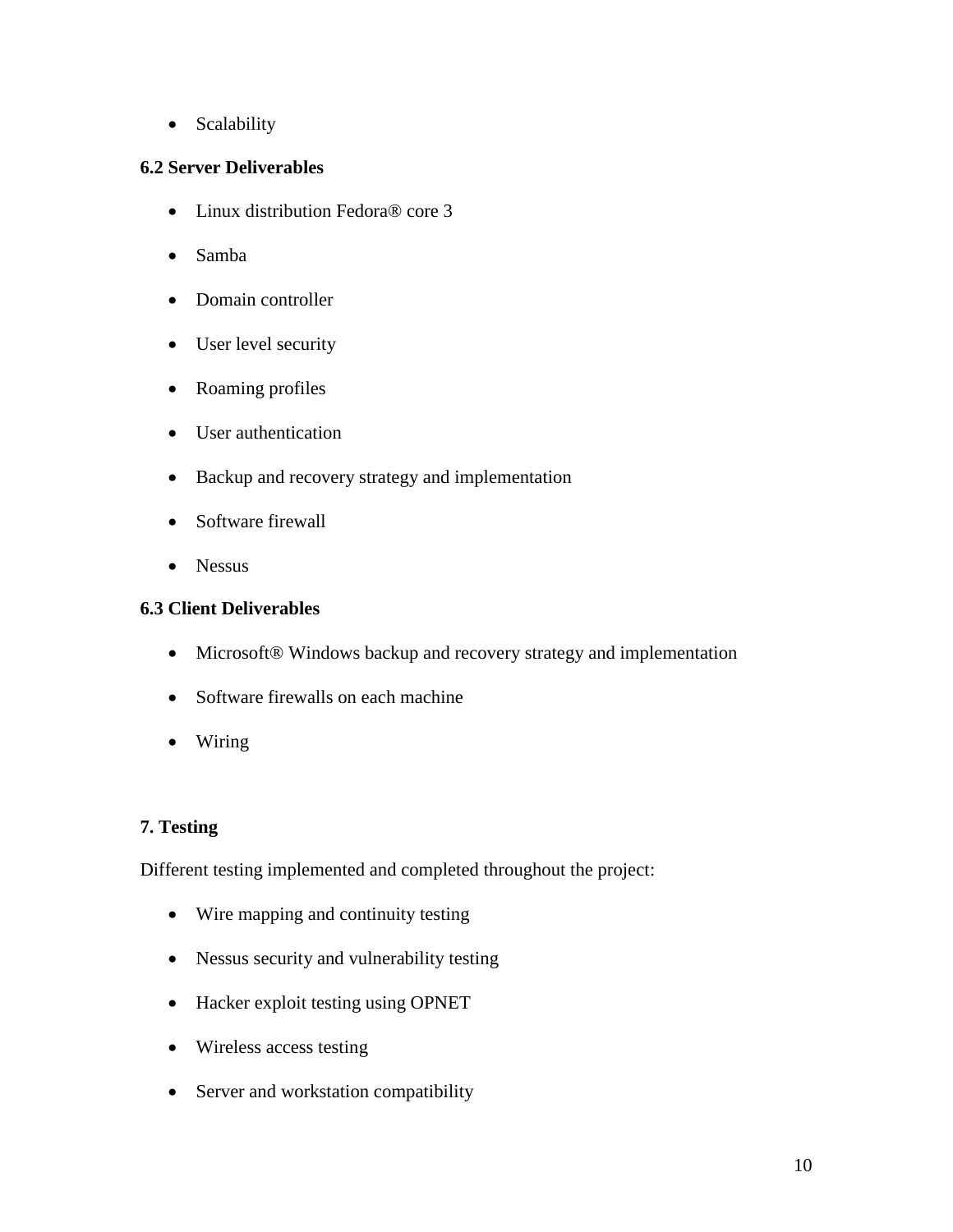- Scalability

### 6.2 Server Deliverables

- Linux distribution Fedora® core 3
- Samba
- Domain controller
- User level security
- Roaming profiles
- User authentication
- Backup and recovery strategy and implementation
- Software firewall
- Nessus

### 6.3 Client Deliverables

- Microsoft® Windows backup and recovery strategy and implementation
- Software firewalls on each machine
- Wiring

## 7. Testing

Different testing implemented and completed throughout the project:

- Wire mapping and continuity testing
- Nessus security and vulnerability testing
- Hacker exploit testing using OPNET
- Wireless access testing
- Server and workstation compatibility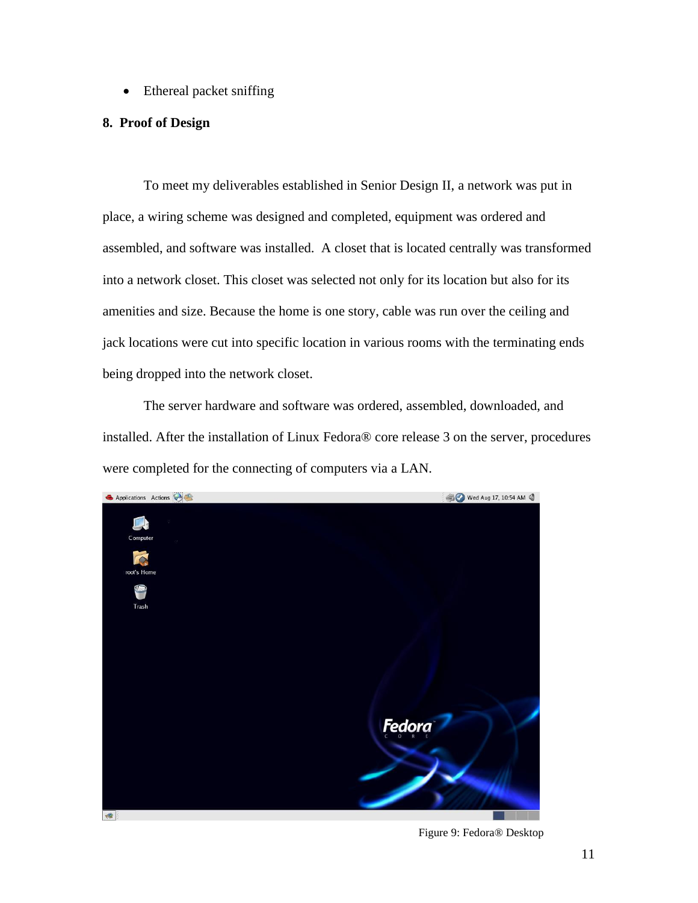- Ethereal packet sniffing

## 8. Proof of Design

To meet my deliverables established in Senior Design II, a network was put in place, a wiring scheme was designed and completed, equipment was ordered and assembled, and software was installed. A closet that is located centrally was transformed into a network closet. This closet was selected not only for its location but also for its amenities and size. Because the home is one story, cable was run over the ceiling and jack locations were cut into specific location in various rooms with the terminating ends being dropped into the network closet.

The server hardware and software was ordered, assembled, downloaded, and installed. After the installation of Linux Fedora® core release 3 on the server, procedures were completed for the connecting of computers via a LAN.

Figure 9: Fedora® Desktop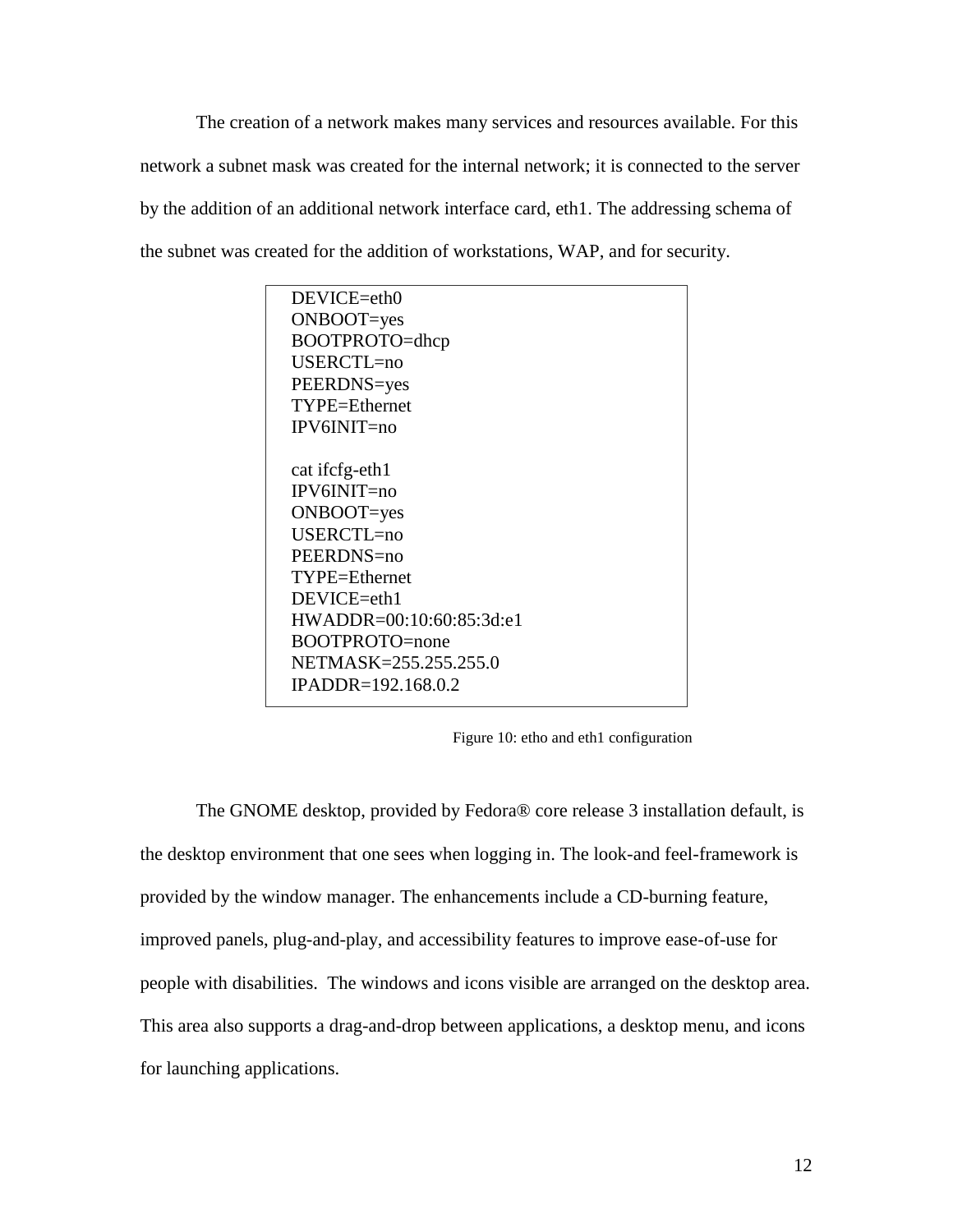The creation of a network makes many services and resources available. For this network a subnet mask was created for the internal network; it is connected to the server by the addition of an additional network interface card, eth1. The addressing schema of the subnet was created for the addition of workstations, WAP, and for security.

```
DEVICE=eth0
ONBOOT=yes
BOOTPROTO=dhcp
USERCTL=no
PEERDNS=yes
TYPE=Ethernet
IPV6INIT=no

cat ifcfg-eth1
IPV6INIT=no
ONBOOT=yes
USERCTL=no
PEERDNS=no
TYPE=Ethernet
DEVICE=eth1
HWADDR=00:10:60:85:3d:e1
BOOTPROTO=none
NETMASK=255.255.255.0
IPADDR=192.168.0.2
```

Figure 10: etho and eth1 configuration

The GNOME desktop, provided by Fedora® core release 3 installation default, is the desktop environment that one sees when logging in. The look-and feel-framework is provided by the window manager. The enhancements include a CD-burning feature, improved panels, plug-and-play, and accessibility features to improve ease-of-use for people with disabilities. The windows and icons visible are arranged on the desktop area. This area also supports a drag-and-drop between applications, a desktop menu, and icons for launching applications.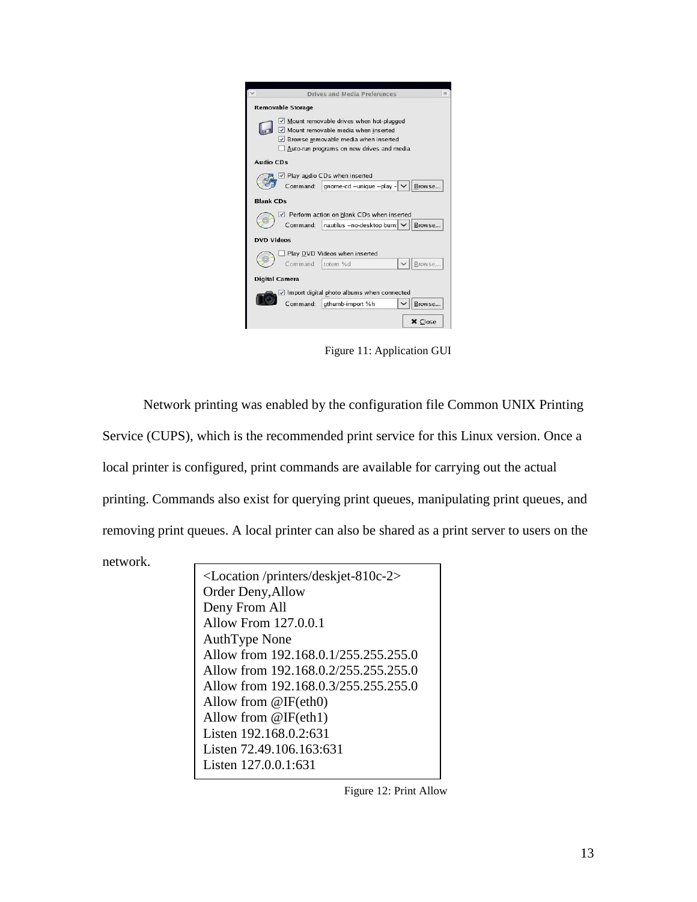Figure 11: Application GUI

Network printing was enabled by the configuration file Common UNIX Printing Service (CUPS), which is the recommended print service for this Linux version. Once a local printer is configured, print commands are available for carrying out the actual printing. Commands also exist for querying print queues, manipulating print queues, and removing print queues. A local printer can also be shared as a print server to users on the network.

```
<Location /printers/deskjet-810c-2>
Order Deny,Allow
Deny From All
Allow From 127.0.0.1
AuthType None
Allow from 192.168.0.1/255.255.255.0
Allow from 192.168.0.2/255.255.255.0
Allow from 192.168.0.3/255.255.255.0
Allow from @IF(eth0)
Allow from @IF(eth1)
Listen 192.168.0.2:631
Listen 72.49.106.163:631
Listen 127.0.0.1:631
```

Figure 12: Print Allow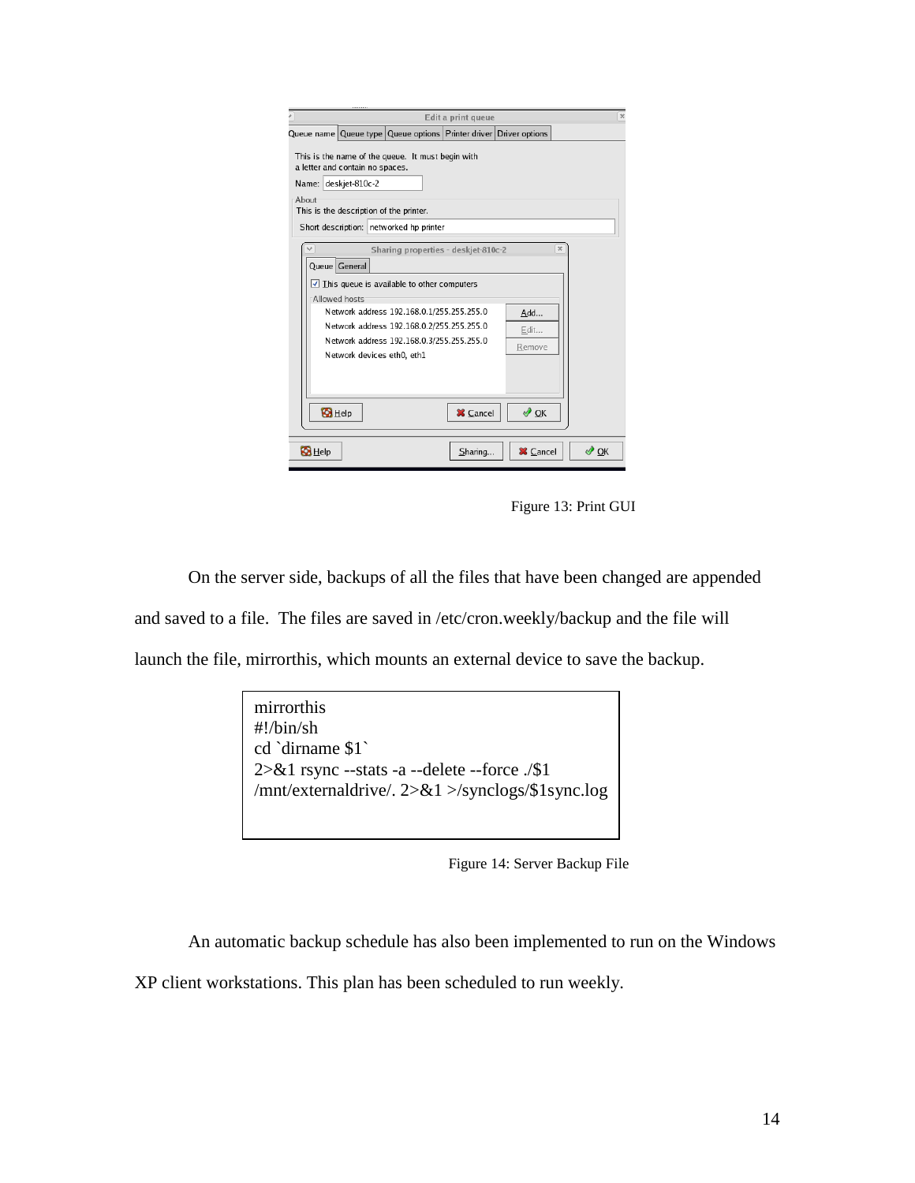Figure 13: Print GUI

On the server side, backups of all the files that have been changed are appended and saved to a file. The files are saved in /etc/cron.weekly/backup and the file will launch the file, mirrorthis, which mounts an external device to save the backup.

```
mirrorthis
#!/bin/sh
cd `dirname $1`
2>&1 rsync --stats -a --delete --force ./$1
/mnt/externaldrive/. 2>&1 >/synclogs/$1sync.log
```

Figure 14: Server Backup File

An automatic backup schedule has also been implemented to run on the Windows XP client workstations. This plan has been scheduled to run weekly.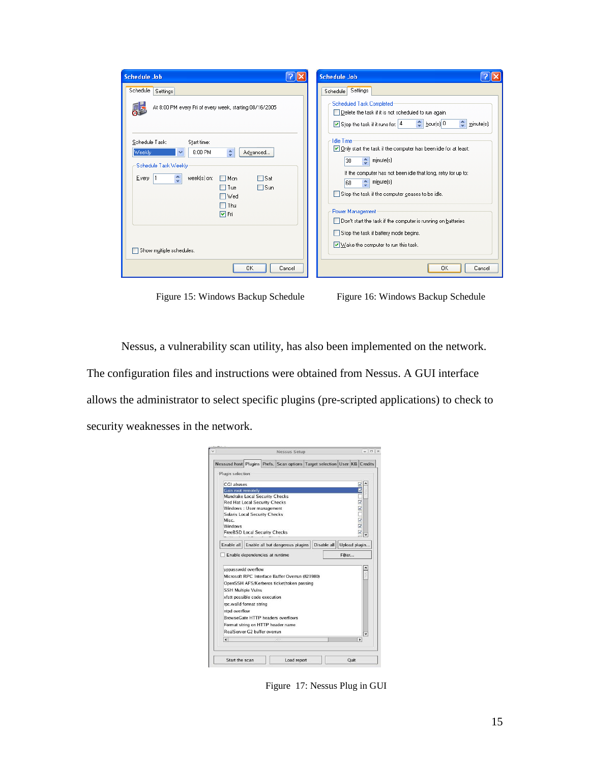Figure 15: Windows Backup Schedule

Figure 16: Windows Backup Schedule

Nessus, a vulnerability scan utility, has also been implemented on the network. The configuration files and instructions were obtained from Nessus. A GUI interface allows the administrator to select specific plugins (pre-scripted applications) to check to security weaknesses in the network.

Figure 17: Nessus Plug in GUI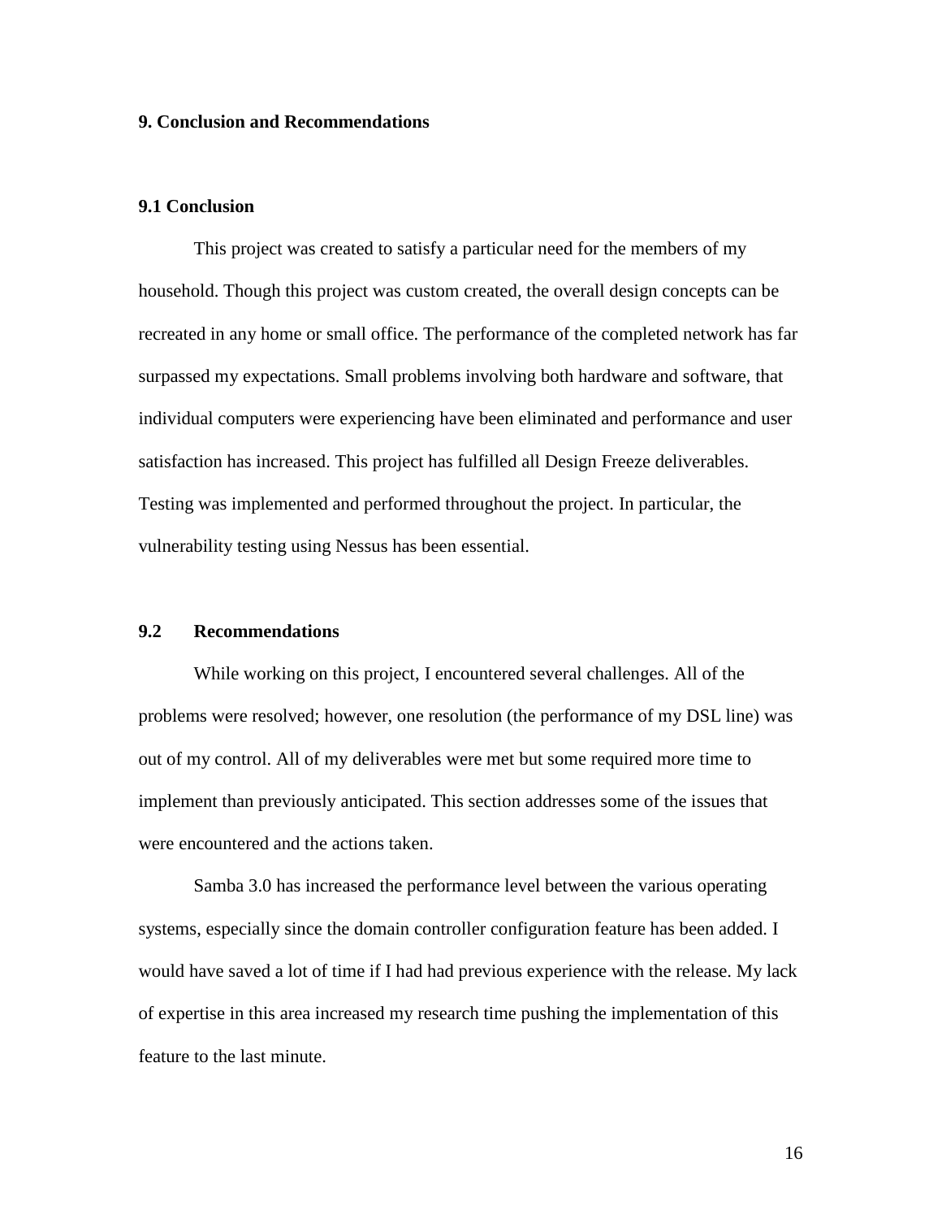## 9. Conclusion and Recommendations

### 9.1 Conclusion

This project was created to satisfy a particular need for the members of my household. Though this project was custom created, the overall design concepts can be recreated in any home or small office. The performance of the completed network has far surpassed my expectations. Small problems involving both hardware and software, that individual computers were experiencing have been eliminated and performance and user satisfaction has increased. This project has fulfilled all Design Freeze deliverables. Testing was implemented and performed throughout the project. In particular, the vulnerability testing using Nessus has been essential.

### 9.2 Recommendations

While working on this project, I encountered several challenges. All of the problems were resolved; however, one resolution (the performance of my DSL line) was out of my control. All of my deliverables were met but some required more time to implement than previously anticipated. This section addresses some of the issues that were encountered and the actions taken.

Samba 3.0 has increased the performance level between the various operating systems, especially since the domain controller configuration feature has been added. I would have saved a lot of time if I had had previous experience with the release. My lack of expertise in this area increased my research time pushing the implementation of this feature to the last minute.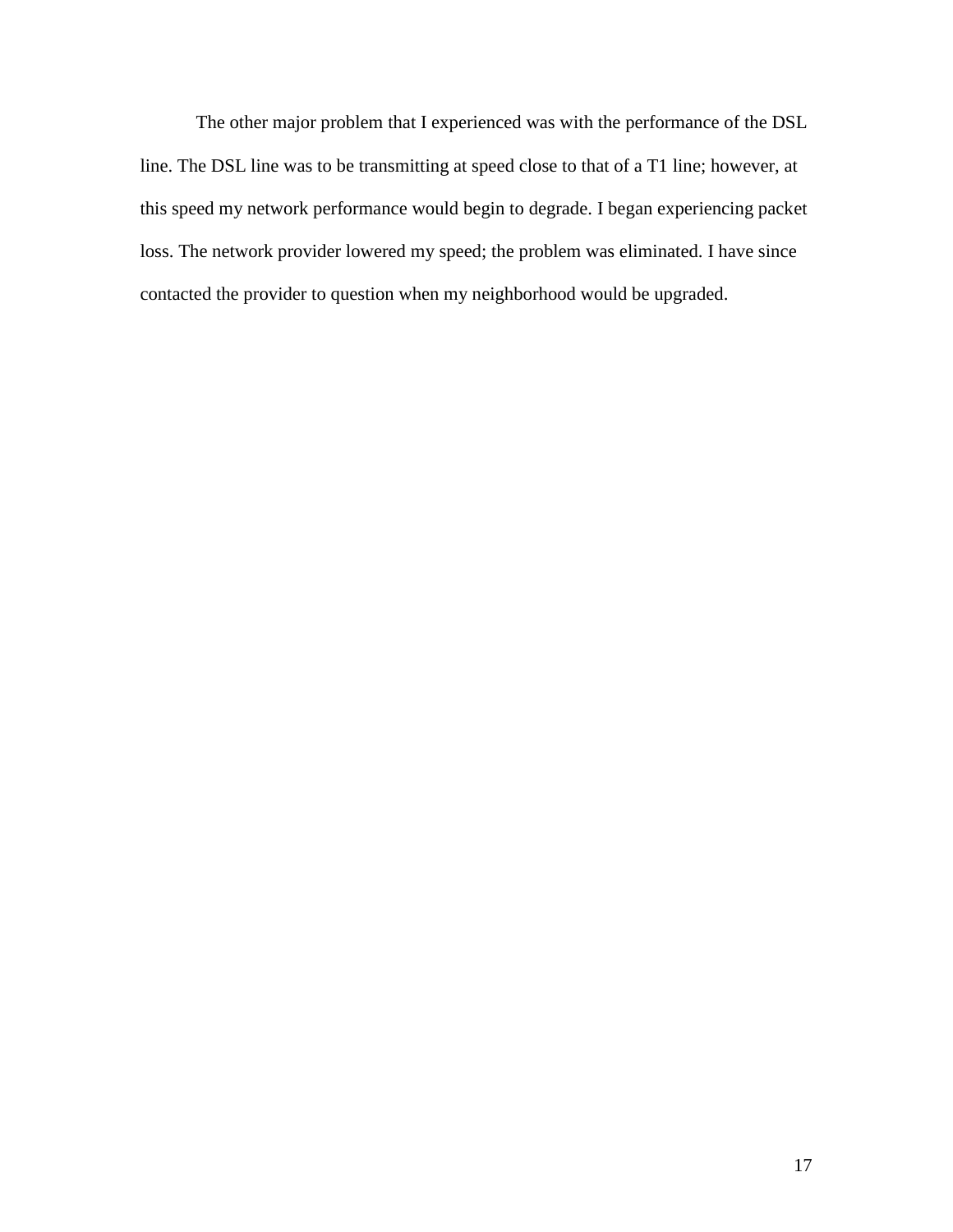The other major problem that I experienced was with the performance of the DSL line. The DSL line was to be transmitting at speed close to that of a T1 line; however, at this speed my network performance would begin to degrade. I began experiencing packet loss. The network provider lowered my speed; the problem was eliminated. I have since contacted the provider to question when my neighborhood would be upgraded.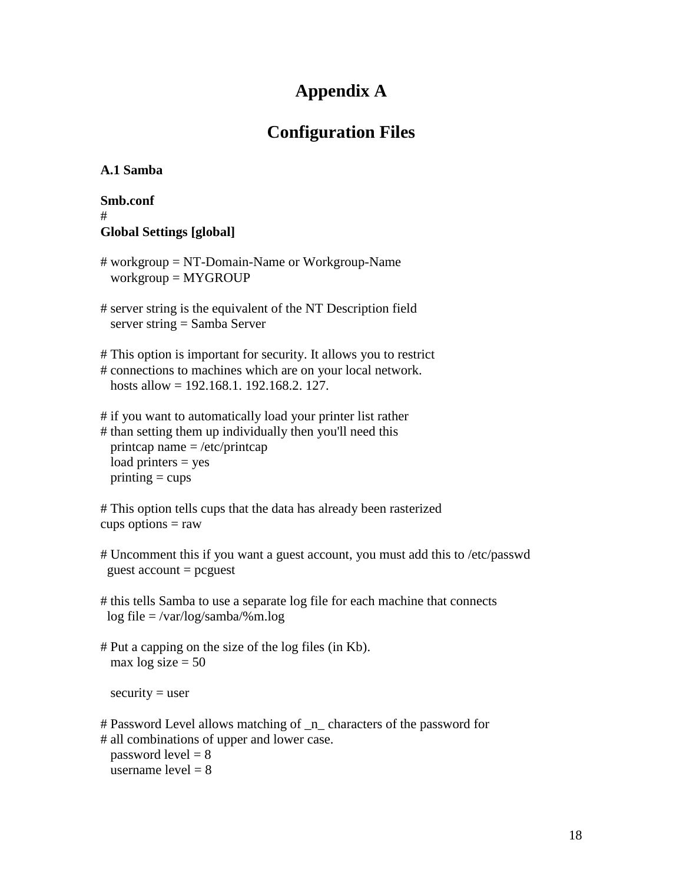# Appendix A

## Configuration Files

**A.1 Samba**

**Smb.conf**
#
**Global Settings [global]**

```
# workgroup = NT-Domain-Name or Workgroup-Name
   workgroup = MYGROUP

# server string is the equivalent of the NT Description field
   server string = Samba Server

# This option is important for security. It allows you to restrict
# connections to machines which are on your local network.
   hosts allow = 192.168.1. 192.168.2. 127.

# if you want to automatically load your printer list rather
# than setting them up individually then you'll need this
   printcap name = /etc/printcap
   load printers = yes
   printing = cups

# This option tells cups that the data has already been rasterized
cups options = raw

# Uncomment this if you want a guest account, you must add this to /etc/passwd
  guest account = pcguest

# this tells Samba to use a separate log file for each machine that connects
  log file = /var/log/samba/%m.log

# Put a capping on the size of the log files (in Kb).
   max log size = 50

   security = user

# Password Level allows matching of _n_ characters of the password for
# all combinations of upper and lower case.
   password level = 8
   username level = 8
```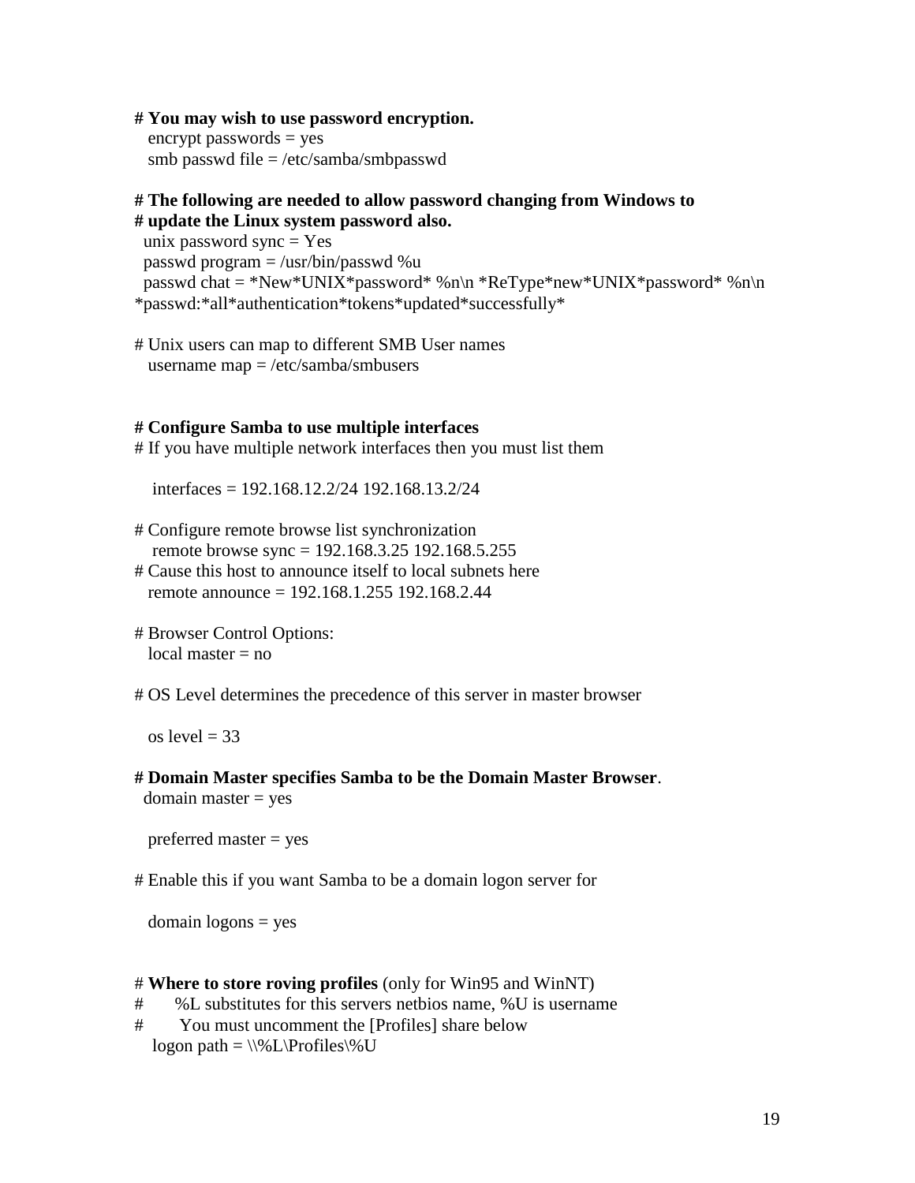**# You may wish to use password encryption.**

```
   encrypt passwords = yes
   smb passwd file = /etc/samba/smbpasswd
```

**# The following are needed to allow password changing from Windows to**
**# update the Linux system password also.**

```
  unix password sync = Yes
  passwd program = /usr/bin/passwd %u
  passwd chat = *New*UNIX*password* %n\n *ReType*new*UNIX*password* %n\n
*passwd:*all*authentication*tokens*updated*successfully*
```

# Unix users can map to different SMB User names

```
   username map = /etc/samba/smbusers
```

**# Configure Samba to use multiple interfaces**

# If you have multiple network interfaces then you must list them

```
    interfaces = 192.168.12.2/24 192.168.13.2/24
```

# Configure remote browse list synchronization

```
    remote browse sync = 192.168.3.25 192.168.5.255
```

# Cause this host to announce itself to local subnets here

```
   remote announce = 192.168.1.255 192.168.2.44
```

# Browser Control Options:

```
   local master = no
```

# OS Level determines the precedence of this server in master browser

```
   os level = 33
```

**# Domain Master specifies Samba to be the Domain Master Browser**.

```
  domain master = yes

   preferred master = yes
```

# Enable this if you want Samba to be a domain logon server for

```
   domain logons = yes
```

# **Where to store roving profiles** (only for Win95 and WinNT)

#  %L substitutes for this servers netbios name, %U is username

#  You must uncomment the [Profiles] share below

```
    logon path = \\%L\Profiles\%U
```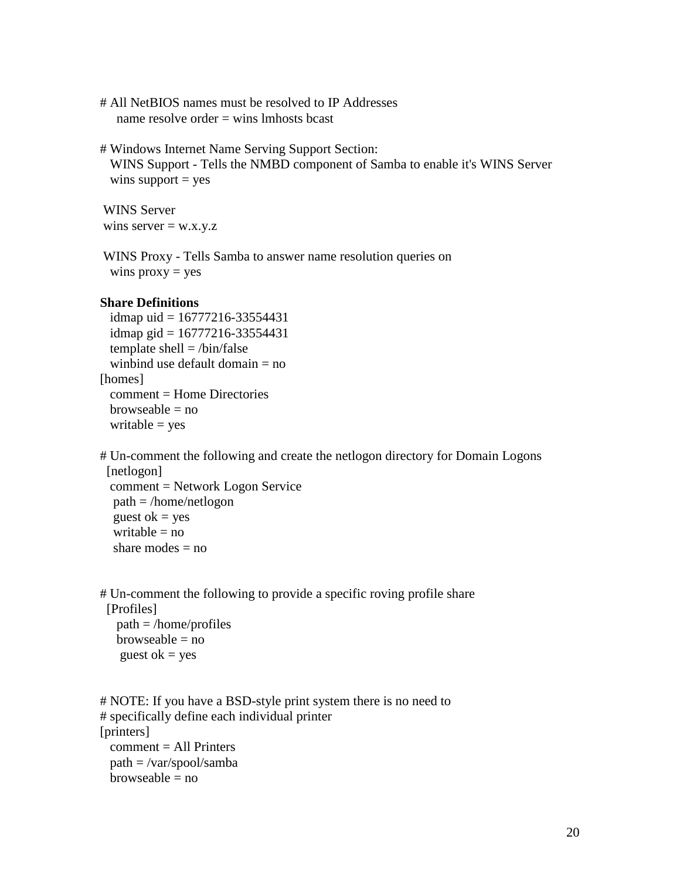```
# All NetBIOS names must be resolved to IP Addresses
    name resolve order = wins lmhosts bcast

# Windows Internet Name Serving Support Section:
   WINS Support - Tells the NMBD component of Samba to enable it's WINS Server
   wins support = yes

 WINS Server
 wins server = w.x.y.z

 WINS Proxy - Tells Samba to answer name resolution queries on
   wins proxy = yes
```

**Share Definitions**

```
   idmap uid = 16777216-33554431
   idmap gid = 16777216-33554431
   template shell = /bin/false
   winbind use default domain = no
[homes]
   comment = Home Directories
   browseable = no
   writable = yes

# Un-comment the following and create the netlogon directory for Domain Logons
  [netlogon]
   comment = Network Logon Service
    path = /home/netlogon
    guest ok = yes
    writable = no
    share modes = no


# Un-comment the following to provide a specific roving profile share
  [Profiles]
    path = /home/profiles
    browseable = no
     guest ok = yes


# NOTE: If you have a BSD-style print system there is no need to
# specifically define each individual printer
[printers]
   comment = All Printers
   path = /var/spool/samba
   browseable = no
```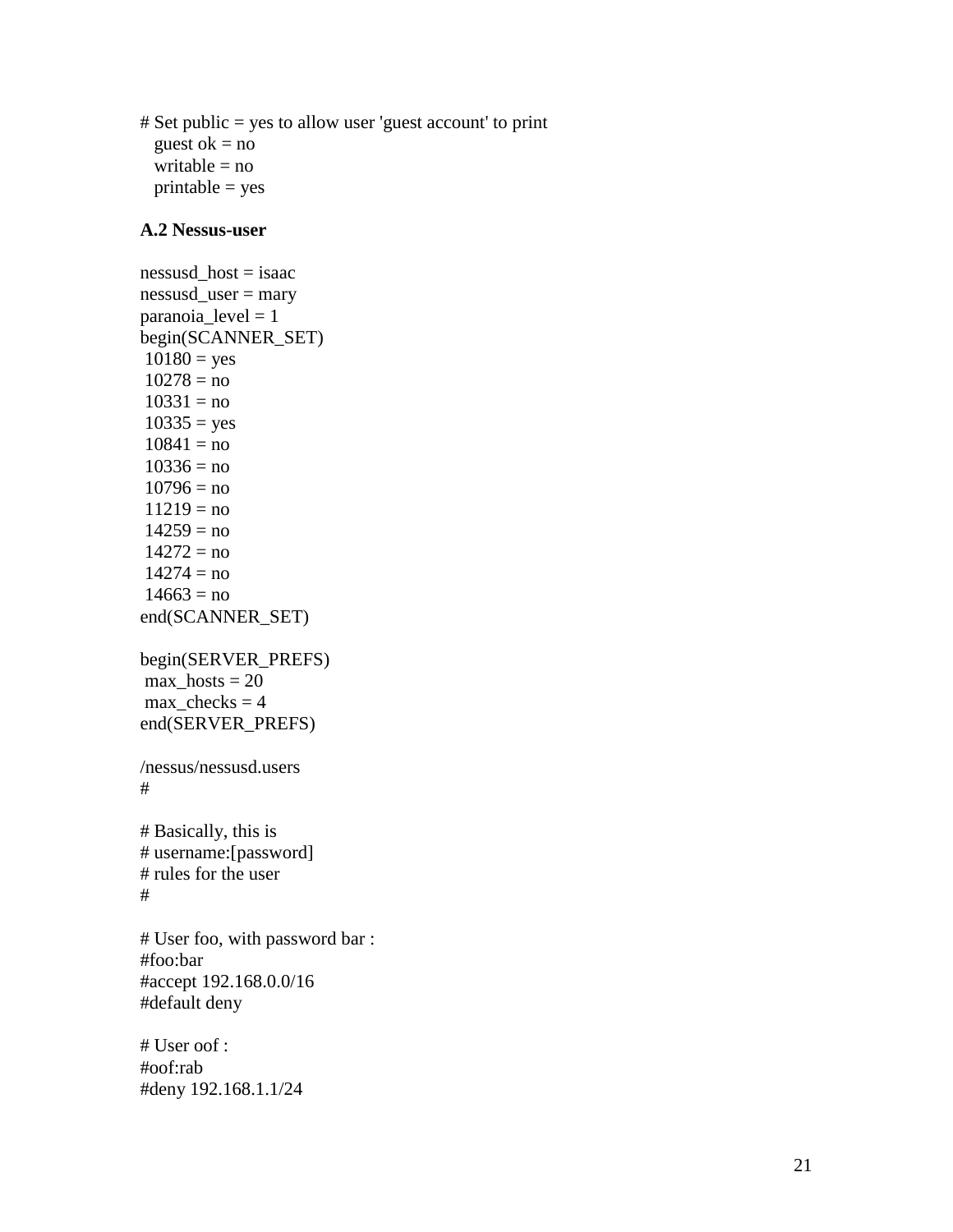```
# Set public = yes to allow user 'guest account' to print
   guest ok = no
   writable = no
   printable = yes
```

**A.2 Nessus-user**

```
nessusd_host = isaac
nessusd_user = mary
paranoia_level = 1
begin(SCANNER_SET)
 10180 = yes
 10278 = no
 10331 = no
 10335 = yes
 10841 = no
 10336 = no
 10796 = no
 11219 = no
 14259 = no
 14272 = no
 14274 = no
 14663 = no
end(SCANNER_SET)

begin(SERVER_PREFS)
 max_hosts = 20
 max_checks = 4
end(SERVER_PREFS)
```

/nessus/nessusd.users

```
#

# Basically, this is
# username:[password]
# rules for the user
#

# User foo, with password bar :
#foo:bar
#accept 192.168.0.0/16
#default deny

# User oof :
#oof:rab
#deny 192.168.1.1/24
```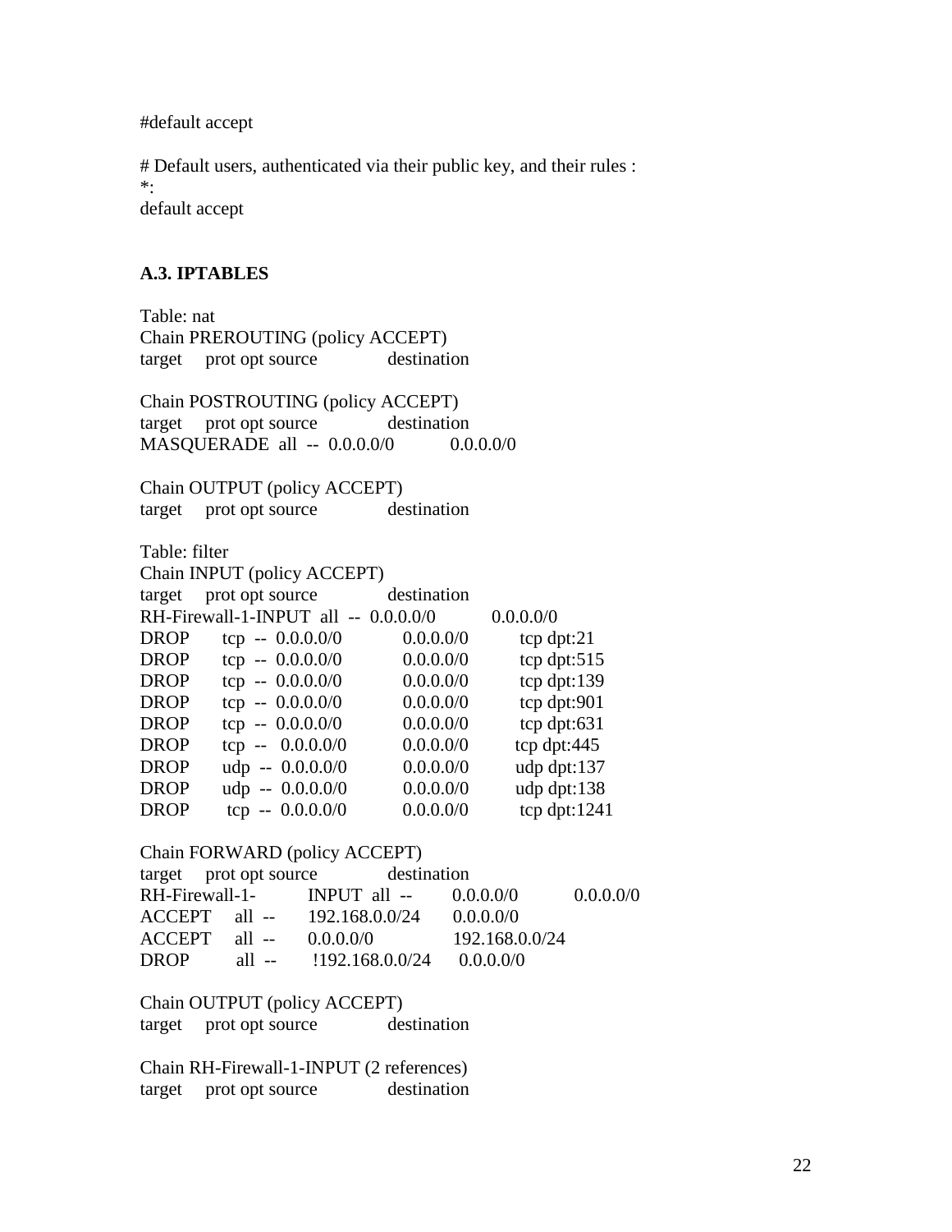#default accept

# Default users, authenticated via their public key, and their rules :
*:
default accept

**A.3. IPTABLES**

```
Table: nat
Chain PREROUTING (policy ACCEPT)
target     prot opt source               destination

Chain POSTROUTING (policy ACCEPT)
target     prot opt source               destination
MASQUERADE  all  --  0.0.0.0/0            0.0.0.0/0

Chain OUTPUT (policy ACCEPT)
target     prot opt source               destination

Table: filter
Chain INPUT (policy ACCEPT)
target     prot opt source               destination
RH-Firewall-1-INPUT  all  --  0.0.0.0/0            0.0.0.0/0
DROP       tcp  --  0.0.0.0/0            0.0.0.0/0           tcp dpt:21
DROP       tcp  --  0.0.0.0/0            0.0.0.0/0           tcp dpt:515
DROP       tcp  --  0.0.0.0/0            0.0.0.0/0           tcp dpt:139
DROP       tcp  --  0.0.0.0/0            0.0.0.0/0           tcp dpt:901
DROP       tcp  --  0.0.0.0/0            0.0.0.0/0           tcp dpt:631
DROP       tcp  --  0.0.0.0/0            0.0.0.0/0           tcp dpt:445
DROP       udp  --  0.0.0.0/0            0.0.0.0/0           udp dpt:137
DROP       udp  --  0.0.0.0/0            0.0.0.0/0           udp dpt:138
DROP       tcp  --  0.0.0.0/0            0.0.0.0/0           tcp dpt:1241

Chain FORWARD (policy ACCEPT)
target     prot opt source               destination
RH-Firewall-1-    INPUT  all  --   0.0.0.0/0            0.0.0.0/0
ACCEPT     all  --  192.168.0.0/24       0.0.0.0/0
ACCEPT     all  --  0.0.0.0/0            192.168.0.0/24
DROP       all  --  !192.168.0.0/24      0.0.0.0/0

Chain OUTPUT (policy ACCEPT)
target     prot opt source               destination

Chain RH-Firewall-1-INPUT (2 references)
target     prot opt source               destination
```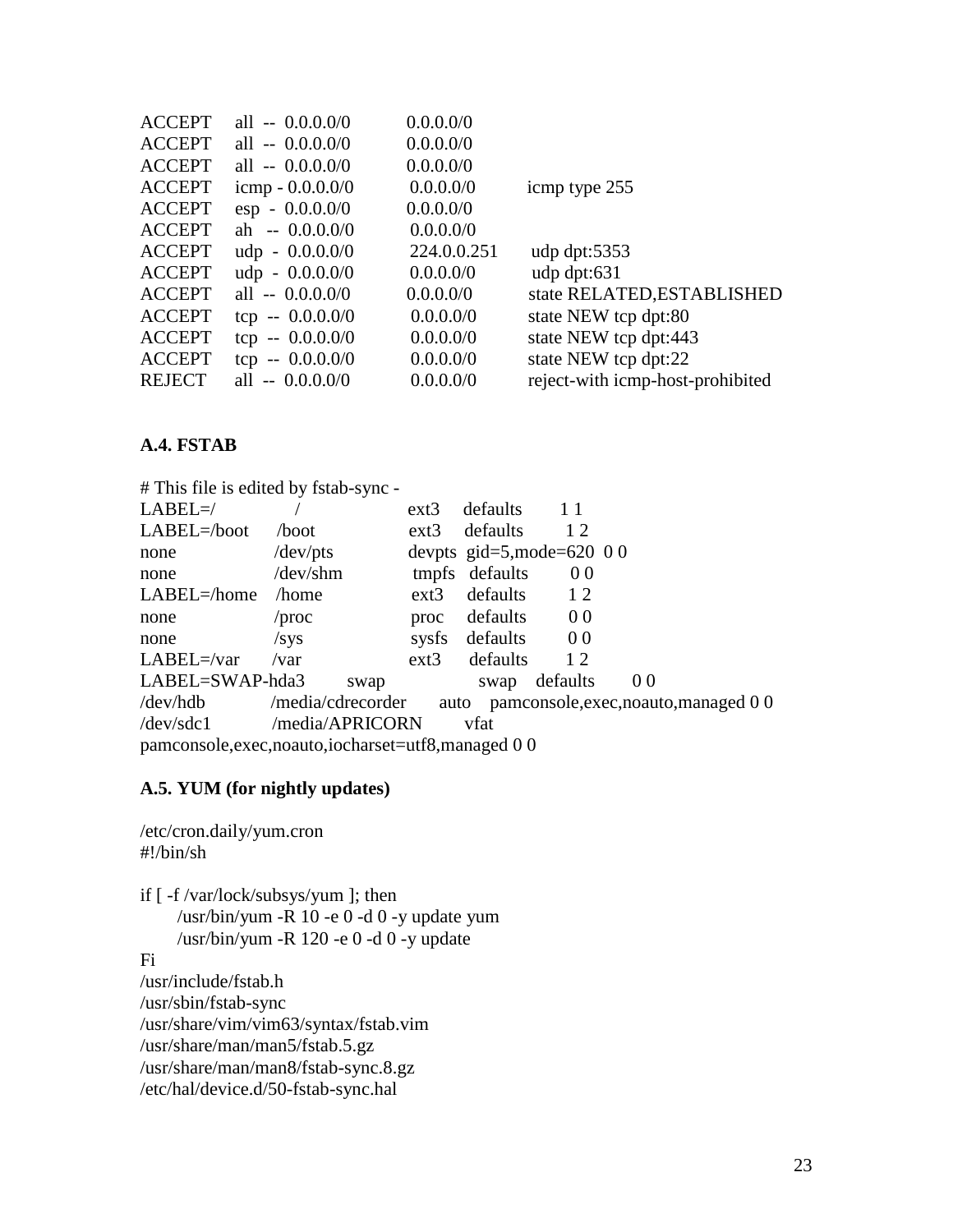```
ACCEPT     all  --  0.0.0.0/0          0.0.0.0/0
ACCEPT     all  --  0.0.0.0/0          0.0.0.0/0
ACCEPT     all  --  0.0.0.0/0          0.0.0.0/0
ACCEPT     icmp - 0.0.0.0/0            0.0.0.0/0          icmp type 255
ACCEPT     esp  -  0.0.0.0/0           0.0.0.0/0
ACCEPT     ah   --  0.0.0.0/0          0.0.0.0/0
ACCEPT     udp  -  0.0.0.0/0           224.0.0.251        udp dpt:5353
ACCEPT     udp  -  0.0.0.0/0           0.0.0.0/0          udp dpt:631
ACCEPT     all  --  0.0.0.0/0          0.0.0.0/0          state RELATED,ESTABLISHED
ACCEPT     tcp  --  0.0.0.0/0          0.0.0.0/0          state NEW tcp dpt:80
ACCEPT     tcp  --  0.0.0.0/0          0.0.0.0/0          state NEW tcp dpt:443
ACCEPT     tcp  --  0.0.0.0/0          0.0.0.0/0          state NEW tcp dpt:22
REJECT     all  --  0.0.0.0/0          0.0.0.0/0          reject-with icmp-host-prohibited
```

**A.4. FSTAB**

```
# This file is edited by fstab-sync -
LABEL=/            /                  ext3     defaults        1 1
LABEL=/boot        /boot              ext3     defaults        1 2
none               /dev/pts           devpts   gid=5,mode=620  0 0
none               /dev/shm           tmpfs    defaults        0 0
LABEL=/home        /home              ext3     defaults        1 2
none               /proc              proc     defaults        0 0
none               /sys               sysfs    defaults        0 0
LABEL=/var         /var               ext3     defaults        1 2
LABEL=SWAP-hda3         swap                   swap    defaults        0 0
/dev/hdb           /media/cdrecorder     auto    pamconsole,exec,noauto,managed 0 0
/dev/sdc1          /media/APRICORN       vfat
pamconsole,exec,noauto,iocharset=utf8,managed 0 0
```

**A.5. YUM (for nightly updates)**

```
/etc/cron.daily/yum.cron
#!/bin/sh

if [ -f /var/lock/subsys/yum ]; then
      /usr/bin/yum -R 10 -e 0 -d 0 -y update yum
      /usr/bin/yum -R 120 -e 0 -d 0 -y update
Fi
/usr/include/fstab.h
/usr/sbin/fstab-sync
/usr/share/vim/vim63/syntax/fstab.vim
/usr/share/man/man5/fstab.5.gz
/usr/share/man/man8/fstab-sync.8.gz
/etc/hal/device.d/50-fstab-sync.hal
```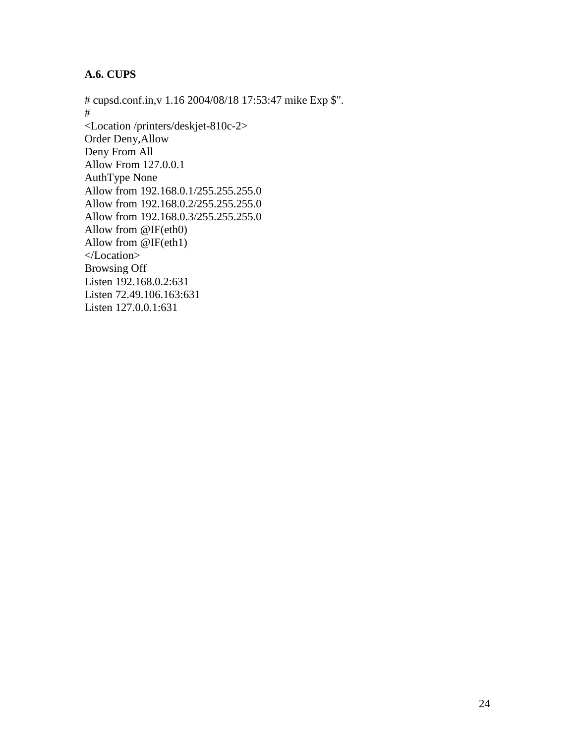### A.6. CUPS

```
# cupsd.conf.in,v 1.16 2004/08/18 17:53:47 mike Exp $".
#
<Location /printers/deskjet-810c-2>
Order Deny,Allow
Deny From All
Allow From 127.0.0.1
AuthType None
Allow from 192.168.0.1/255.255.255.0
Allow from 192.168.0.2/255.255.255.0
Allow from 192.168.0.3/255.255.255.0
Allow from @IF(eth0)
Allow from @IF(eth1)
</Location>
Browsing Off
Listen 192.168.0.2:631
Listen 72.49.106.163:631
Listen 127.0.0.1:631
```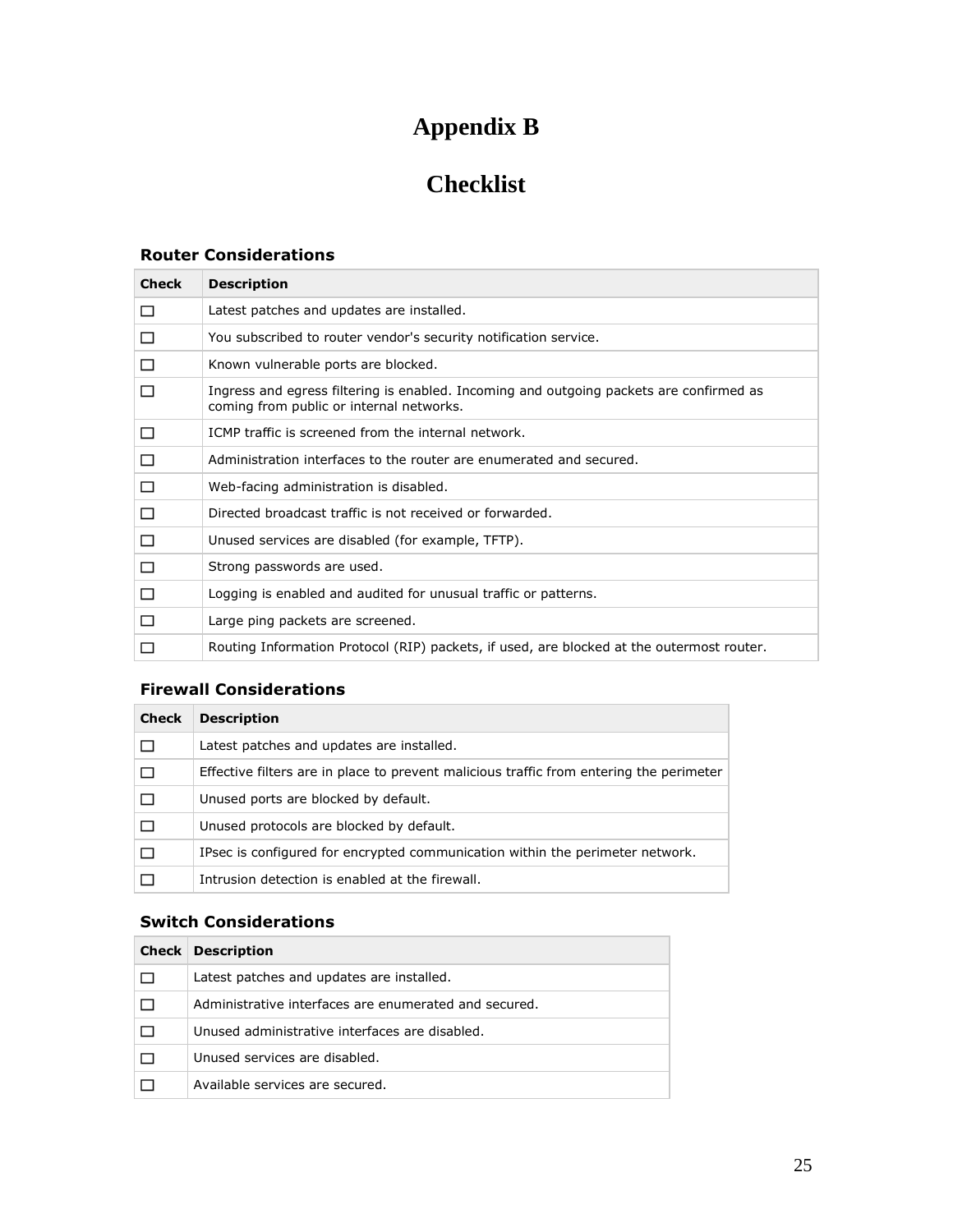# Appendix B

# Checklist

### Router Considerations

| Check | Description |
| --- | --- |
| ☐ | Latest patches and updates are installed. |
| ☐ | You subscribed to router vendor's security notification service. |
| ☐ | Known vulnerable ports are blocked. |
| ☐ | Ingress and egress filtering is enabled. Incoming and outgoing packets are confirmed as coming from public or internal networks. |
| ☐ | ICMP traffic is screened from the internal network. |
| ☐ | Administration interfaces to the router are enumerated and secured. |
| ☐ | Web-facing administration is disabled. |
| ☐ | Directed broadcast traffic is not received or forwarded. |
| ☐ | Unused services are disabled (for example, TFTP). |
| ☐ | Strong passwords are used. |
| ☐ | Logging is enabled and audited for unusual traffic or patterns. |
| ☐ | Large ping packets are screened. |
| ☐ | Routing Information Protocol (RIP) packets, if used, are blocked at the outermost router. |

### Firewall Considerations

| Check | Description |
| --- | --- |
| ☐ | Latest patches and updates are installed. |
| ☐ | Effective filters are in place to prevent malicious traffic from entering the perimeter |
| ☐ | Unused ports are blocked by default. |
| ☐ | Unused protocols are blocked by default. |
| ☐ | IPsec is configured for encrypted communication within the perimeter network. |
| ☐ | Intrusion detection is enabled at the firewall. |

### Switch Considerations

| Check | Description |
| --- | --- |
| ☐ | Latest patches and updates are installed. |
| ☐ | Administrative interfaces are enumerated and secured. |
| ☐ | Unused administrative interfaces are disabled. |
| ☐ | Unused services are disabled. |
| ☐ | Available services are secured. |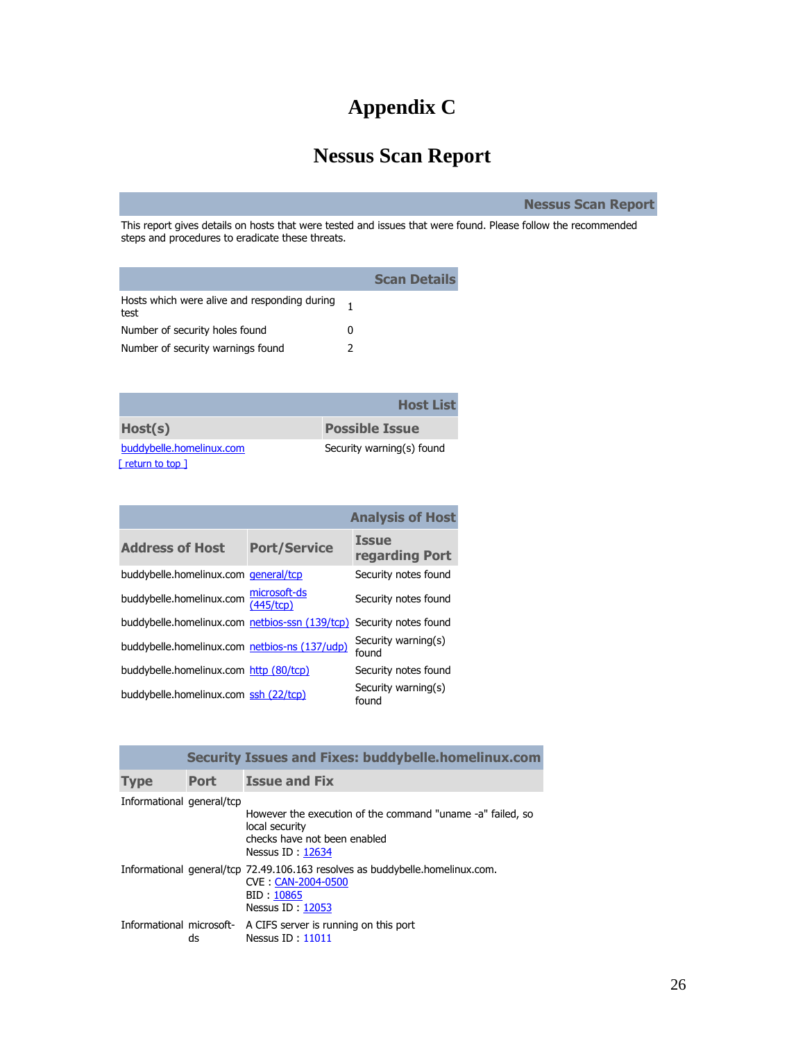# Appendix C

# Nessus Scan Report

| Nessus Scan Report |
|---|
| This report gives details on hosts that were tested and issues that were found. Please follow the recommended steps and procedures to eradicate these threats. |

| Scan Details | |
|---|---|
| Hosts which were alive and responding during test | 1 |
| Number of security holes found | 0 |
| Number of security warnings found | 2 |

| Host List | |
|---|---|
| **Host(s)** | **Possible Issue** |
| buddybelle.homelinux.com | Security warning(s) found |

[ return to top ]

| Analysis of Host | | |
|---|---|---|
| **Address of Host** | **Port/Service** | **Issue regarding Port** |
| buddybelle.homelinux.com | general/tcp | Security notes found |
| buddybelle.homelinux.com | microsoft-ds (445/tcp) | Security notes found |
| buddybelle.homelinux.com | netbios-ssn (139/tcp) | Security notes found |
| buddybelle.homelinux.com | netbios-ns (137/udp) | Security warning(s) found |
| buddybelle.homelinux.com | http (80/tcp) | Security notes found |
| buddybelle.homelinux.com | ssh (22/tcp) | Security warning(s) found |

| Security Issues and Fixes: buddybelle.homelinux.com | | |
|---|---|---|
| **Type** | **Port** | **Issue and Fix** |
| Informational | general/tcp | However the execution of the command "uname -a" failed, so local security checks have not been enabled<br>Nessus ID : 12634 |
| Informational | general/tcp | 72.49.106.163 resolves as buddybelle.homelinux.com.<br>CVE : CAN-2004-0500<br>BID : 10865<br>Nessus ID : 12053 |
| Informational | microsoft-ds | A CIFS server is running on this port<br>Nessus ID : 11011 |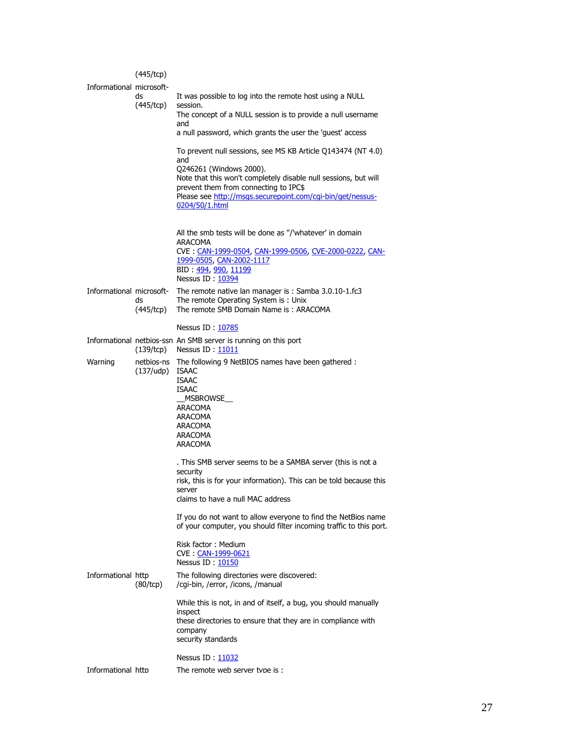| | | |
|---|---|---|
| | (445/tcp) | |
| Informational | microsoft-ds (445/tcp) | It was possible to log into the remote host using a NULL session.<br>The concept of a NULL session is to provide a null username and<br>a null password, which grants the user the 'guest' access<br><br>To prevent null sessions, see MS KB Article Q143474 (NT 4.0) and<br>Q246261 (Windows 2000).<br>Note that this won't completely disable null sessions, but will prevent them from connecting to IPC$<br>Please see http://msgs.securepoint.com/cgi-bin/get/nessus-0204/50/1.html<br><br>All the smb tests will be done as ''/'whatever' in domain ARACOMA<br>CVE : CAN-1999-0504, CAN-1999-0506, CVE-2000-0222, CAN-1999-0505, CAN-2002-1117<br>BID : 494, 990, 11199<br>Nessus ID : 10394 |
| Informational | microsoft-ds (445/tcp) | The remote native lan manager is : Samba 3.0.10-1.fc3<br>The remote Operating System is : Unix<br>The remote SMB Domain Name is : ARACOMA<br><br>Nessus ID : 10785 |
| Informational | netbios-ssn (139/tcp) | An SMB server is running on this port<br>Nessus ID : 11011 |
| Warning | netbios-ns (137/udp) | The following 9 NetBIOS names have been gathered :<br>ISAAC<br>ISAAC<br>ISAAC<br>__MSBROWSE__<br>ARACOMA<br>ARACOMA<br>ARACOMA<br>ARACOMA<br>ARACOMA<br><br>. This SMB server seems to be a SAMBA server (this is not a security<br>risk, this is for your information). This can be told because this server<br>claims to have a null MAC address<br><br>If you do not want to allow everyone to find the NetBios name<br>of your computer, you should filter incoming traffic to this port.<br><br>Risk factor : Medium<br>CVE : CAN-1999-0621<br>Nessus ID : 10150 |
| Informational | http (80/tcp) | The following directories were discovered:<br>/cgi-bin, /error, /icons, /manual<br><br>While this is not, in and of itself, a bug, you should manually inspect<br>these directories to ensure that they are in compliance with company<br>security standards<br><br>Nessus ID : 11032 |
| Informational | http | The remote web server type is : |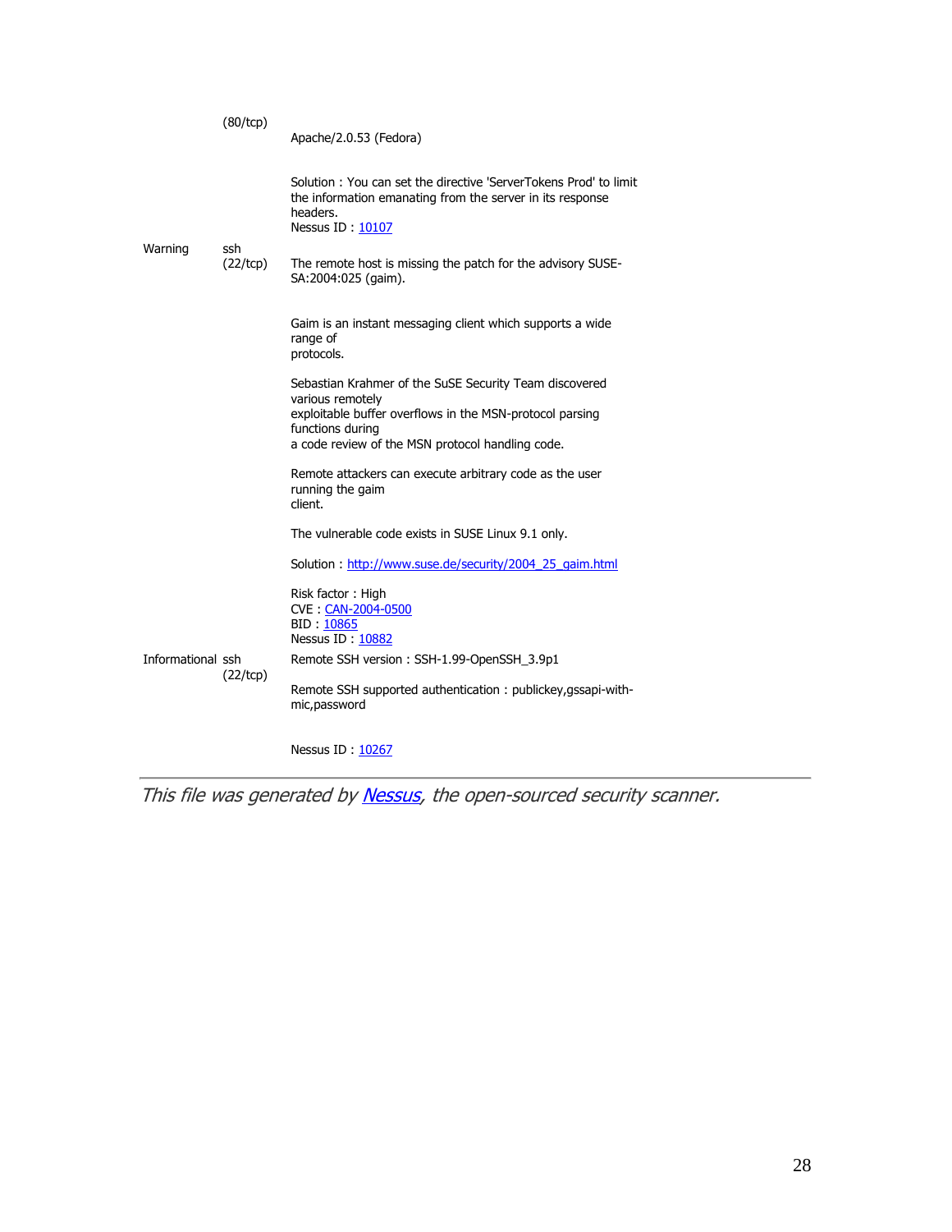| | | |
|---|---|---|
| | (80/tcp) | Apache/2.0.53 (Fedora)<br><br>Solution : You can set the directive 'ServerTokens Prod' to limit the information emanating from the server in its response headers.<br>Nessus ID : [10107](10107) |
| Warning | ssh<br>(22/tcp) | The remote host is missing the patch for the advisory SUSE-SA:2004:025 (gaim).<br><br>Gaim is an instant messaging client which supports a wide range of<br>protocols.<br><br>Sebastian Krahmer of the SuSE Security Team discovered various remotely<br>exploitable buffer overflows in the MSN-protocol parsing functions during<br>a code review of the MSN protocol handling code.<br><br>Remote attackers can execute arbitrary code as the user running the gaim<br>client.<br><br>The vulnerable code exists in SUSE Linux 9.1 only.<br><br>Solution : [http://www.suse.de/security/2004_25_gaim.html](http://www.suse.de/security/2004_25_gaim.html)<br><br>Risk factor : High<br>CVE : [CAN-2004-0500](CAN-2004-0500)<br>BID : [10865](10865)<br>Nessus ID : [10882](10882) |
| Informational | ssh<br>(22/tcp) | Remote SSH version : SSH-1.99-OpenSSH_3.9p1<br><br>Remote SSH supported authentication : publickey,gssapi-with-mic,password<br><br>Nessus ID : [10267](10267) |

---

*This file was generated by [Nessus](Nessus), the open-sourced security scanner.*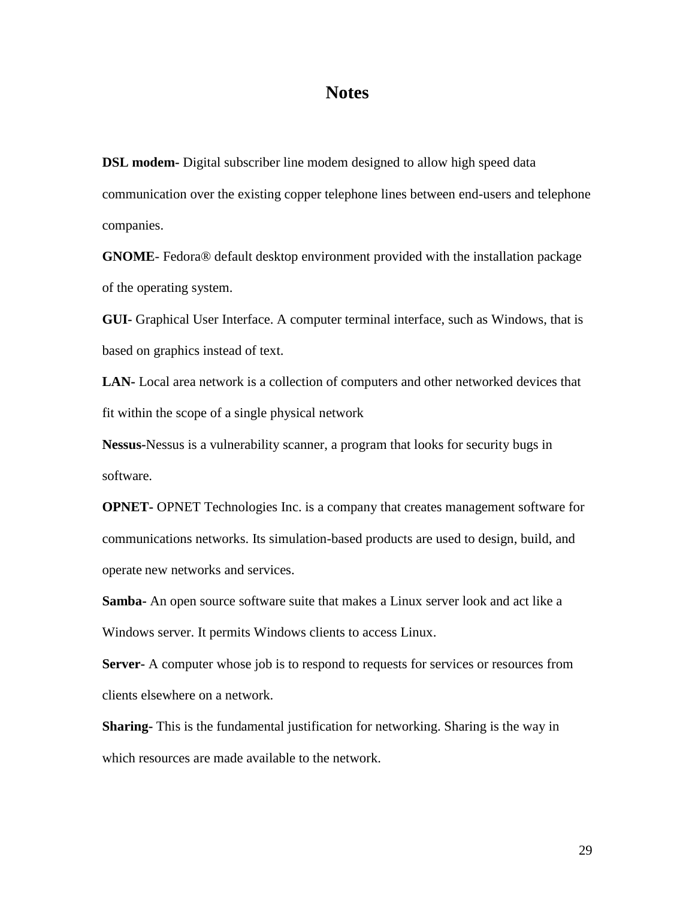# Notes

**DSL modem-** Digital subscriber line modem designed to allow high speed data communication over the existing copper telephone lines between end-users and telephone companies.

**GNOME**- Fedora® default desktop environment provided with the installation package of the operating system.

**GUI-** Graphical User Interface. A computer terminal interface, such as Windows, that is based on graphics instead of text.

**LAN-** Local area network is a collection of computers and other networked devices that fit within the scope of a single physical network

**Nessus-**Nessus is a vulnerability scanner, a program that looks for security bugs in software.

**OPNET-** OPNET Technologies Inc. is a company that creates management software for communications networks. Its simulation-based products are used to design, build, and operate new networks and services.

**Samba-** An open source software suite that makes a Linux server look and act like a Windows server. It permits Windows clients to access Linux.

**Server-** A computer whose job is to respond to requests for services or resources from clients elsewhere on a network.

**Sharing-** This is the fundamental justification for networking. Sharing is the way in which resources are made available to the network.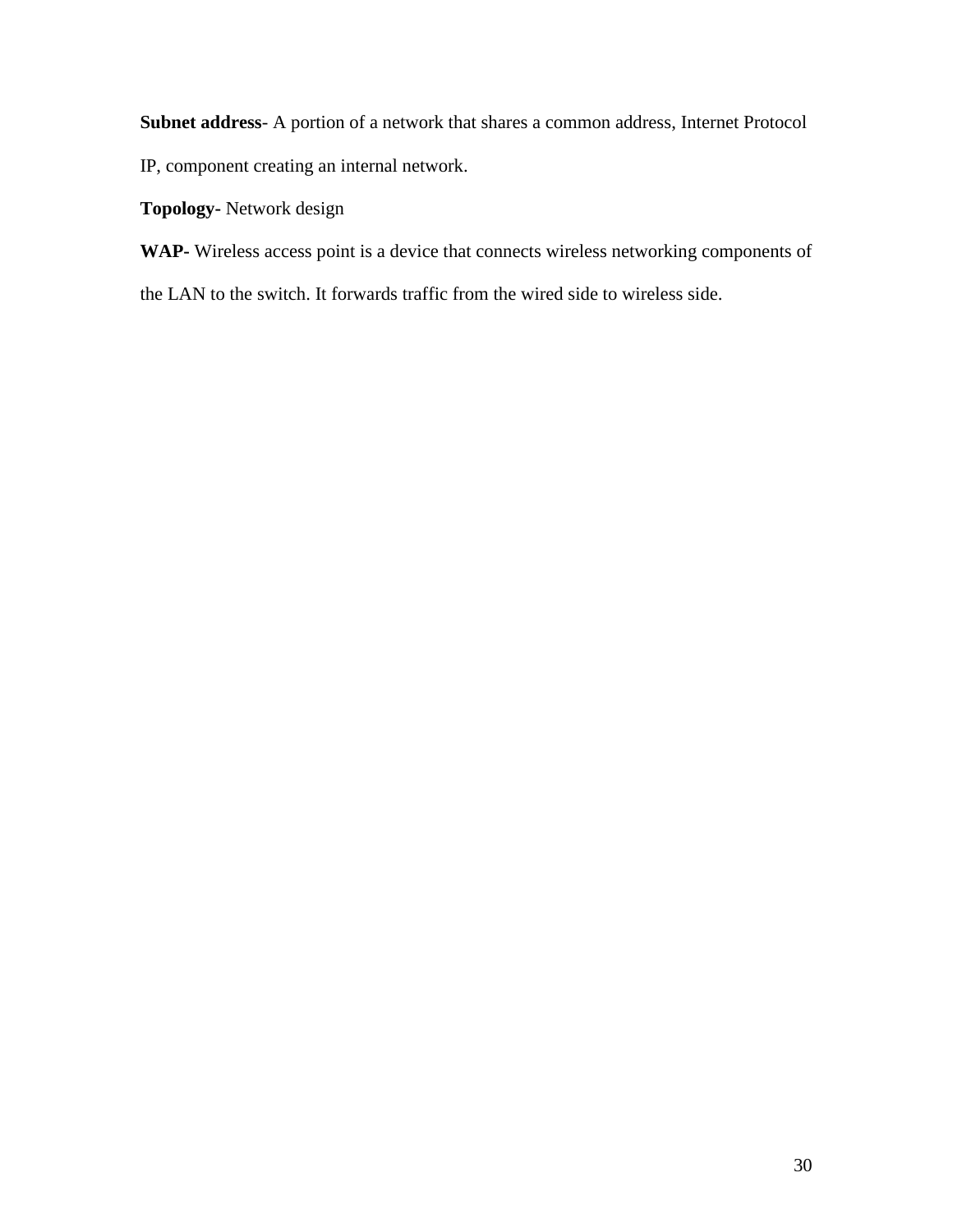**Subnet address**- A portion of a network that shares a common address, Internet Protocol IP, component creating an internal network.

**Topology-** Network design

**WAP-** Wireless access point is a device that connects wireless networking components of the LAN to the switch. It forwards traffic from the wired side to wireless side.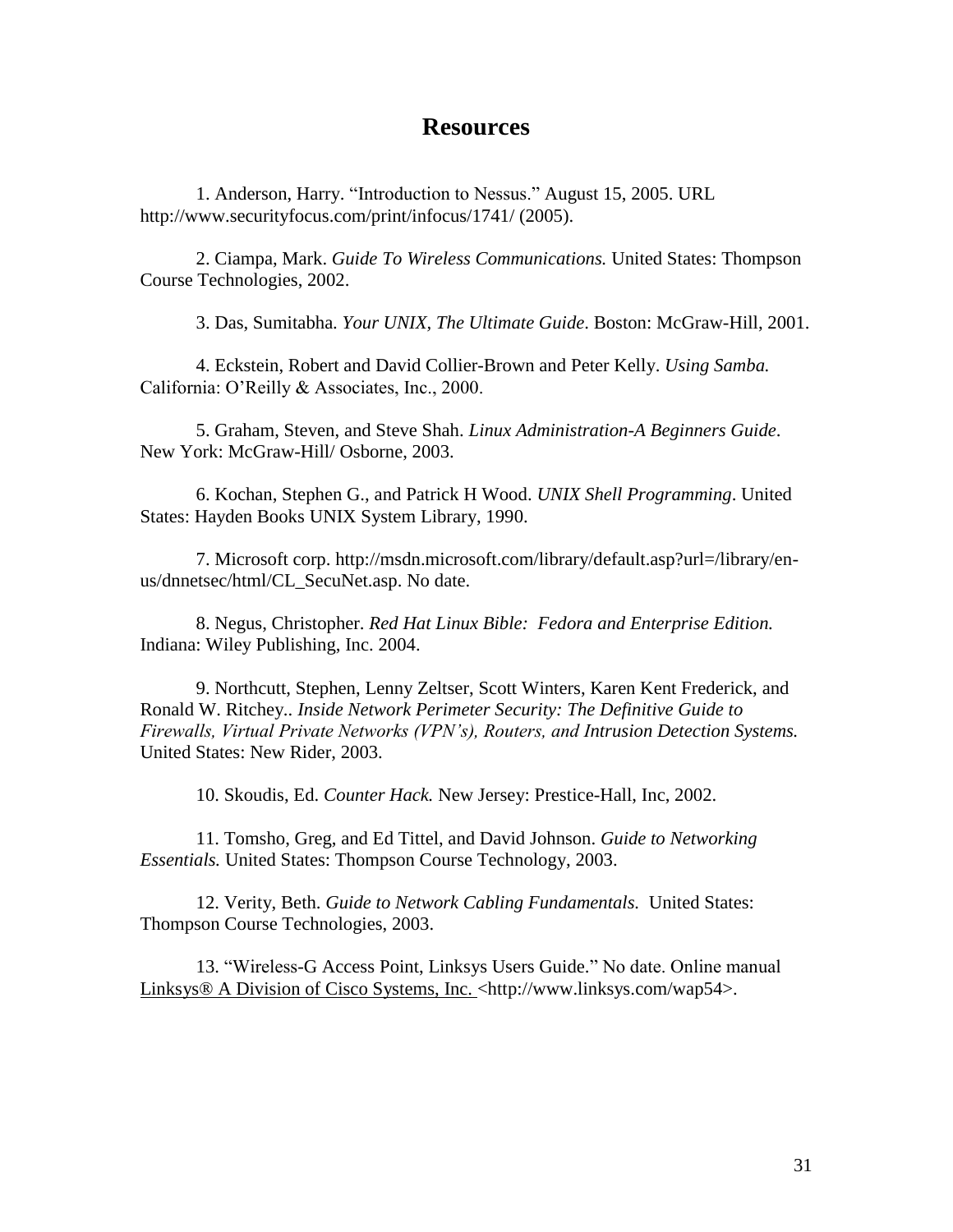# Resources

1. Anderson, Harry. “Introduction to Nessus.” August 15, 2005. URL http://www.securityfocus.com/print/infocus/1741/ (2005).

2. Ciampa, Mark. *Guide To Wireless Communications.* United States: Thompson Course Technologies, 2002.

3. Das, Sumitabha. *Your UNIX, The Ultimate Guide*. Boston: McGraw-Hill, 2001.

4. Eckstein, Robert and David Collier-Brown and Peter Kelly. *Using Samba.* California: O’Reilly & Associates, Inc., 2000.

5. Graham, Steven, and Steve Shah. *Linux Administration-A Beginners Guide*. New York: McGraw-Hill/ Osborne, 2003.

6. Kochan, Stephen G., and Patrick H Wood. *UNIX Shell Programming*. United States: Hayden Books UNIX System Library, 1990.

7. Microsoft corp. http://msdn.microsoft.com/library/default.asp?url=/library/en-us/dnnetsec/html/CL_SecuNet.asp. No date.

8. Negus, Christopher. *Red Hat Linux Bible: Fedora and Enterprise Edition.* Indiana: Wiley Publishing, Inc. 2004.

9. Northcutt, Stephen, Lenny Zeltser, Scott Winters, Karen Kent Frederick, and Ronald W. Ritchey.. *Inside Network Perimeter Security: The Definitive Guide to Firewalls, Virtual Private Networks (VPN’s), Routers, and Intrusion Detection Systems.* United States: New Rider, 2003.

10. Skoudis, Ed. *Counter Hack.* New Jersey: Prestice-Hall, Inc, 2002.

11. Tomsho, Greg, and Ed Tittel, and David Johnson. *Guide to Networking Essentials.* United States: Thompson Course Technology, 2003.

12. Verity, Beth. *Guide to Network Cabling Fundamentals.* United States: Thompson Course Technologies, 2003.

13. “Wireless-G Access Point, Linksys Users Guide.” No date. Online manual Linksys® A Division of Cisco Systems, Inc. <http://www.linksys.com/wap54>.